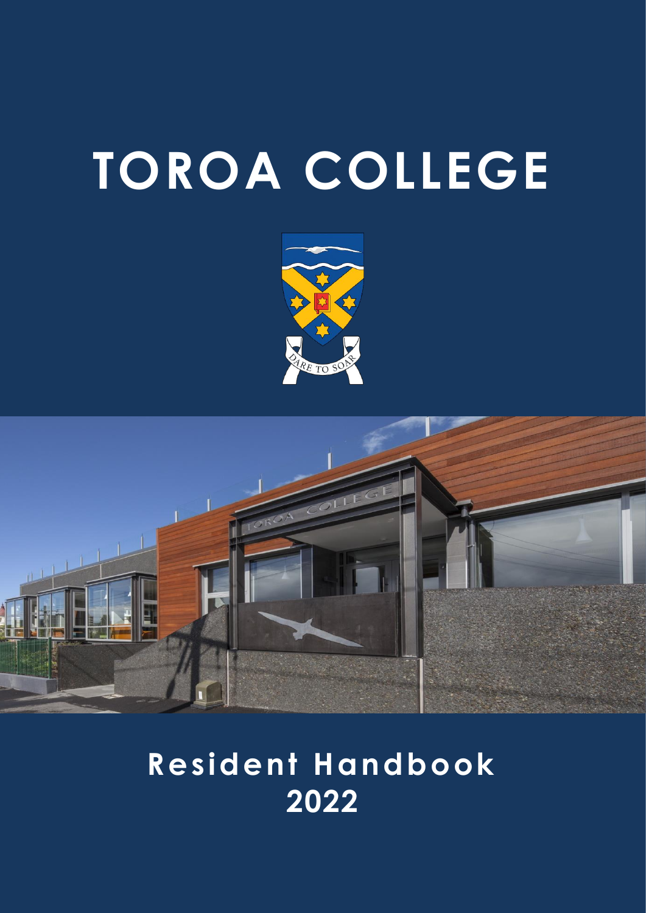# TOROA COLLEGE

## Resident Handbook 2022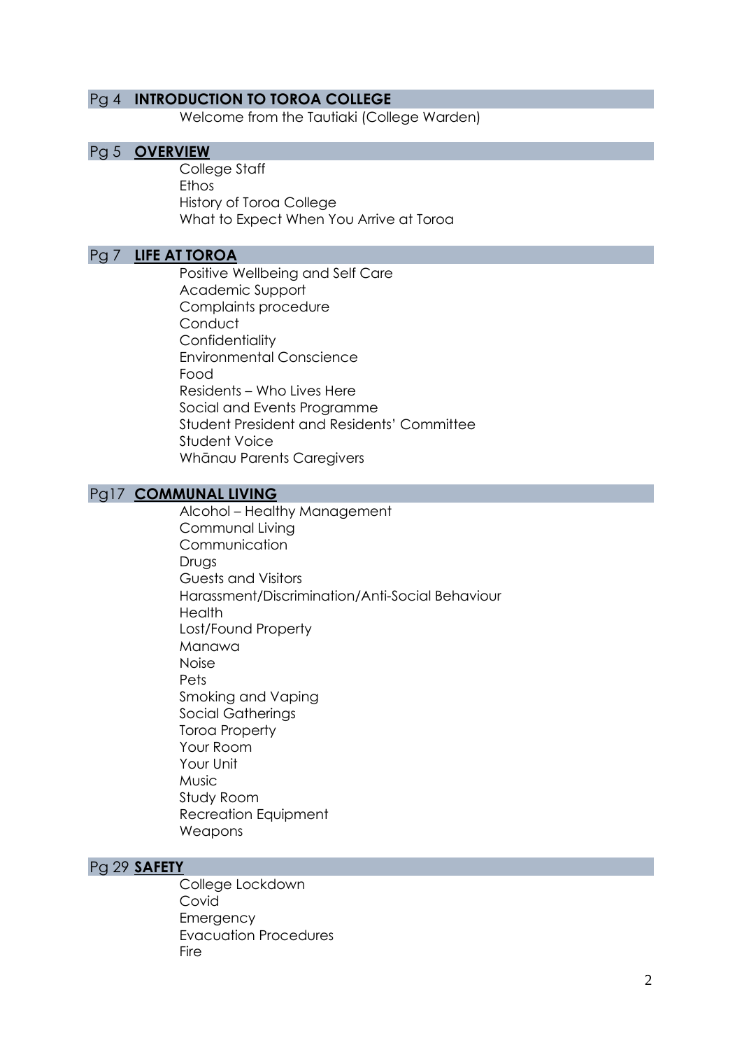Pg 4 **INTRODUCTION TO TOROA COLLEGE**

Welcome from the Tautiaki (College Warden)

Pg 5 **OVERVIEW**

College Staff
Ethos
History of Toroa College
What to Expect When You Arrive at Toroa

Pg 7 **LIFE AT TOROA**

Positive Wellbeing and Self Care
Academic Support
Complaints procedure
Conduct
Confidentiality
Environmental Conscience
Food
Residents – Who Lives Here
Social and Events Programme
Student President and Residents' Committee
Student Voice
Whānau Parents Caregivers

Pg17 **COMMUNAL LIVING**

Alcohol – Healthy Management
Communal Living
Communication
Drugs
Guests and Visitors
Harassment/Discrimination/Anti-Social Behaviour
Health
Lost/Found Property
Manawa
Noise
Pets
Smoking and Vaping
Social Gatherings
Toroa Property
Your Room
Your Unit
Music
Study Room
Recreation Equipment
Weapons

Pg 29 **SAFETY**

College Lockdown
Covid
Emergency
Evacuation Procedures
Fire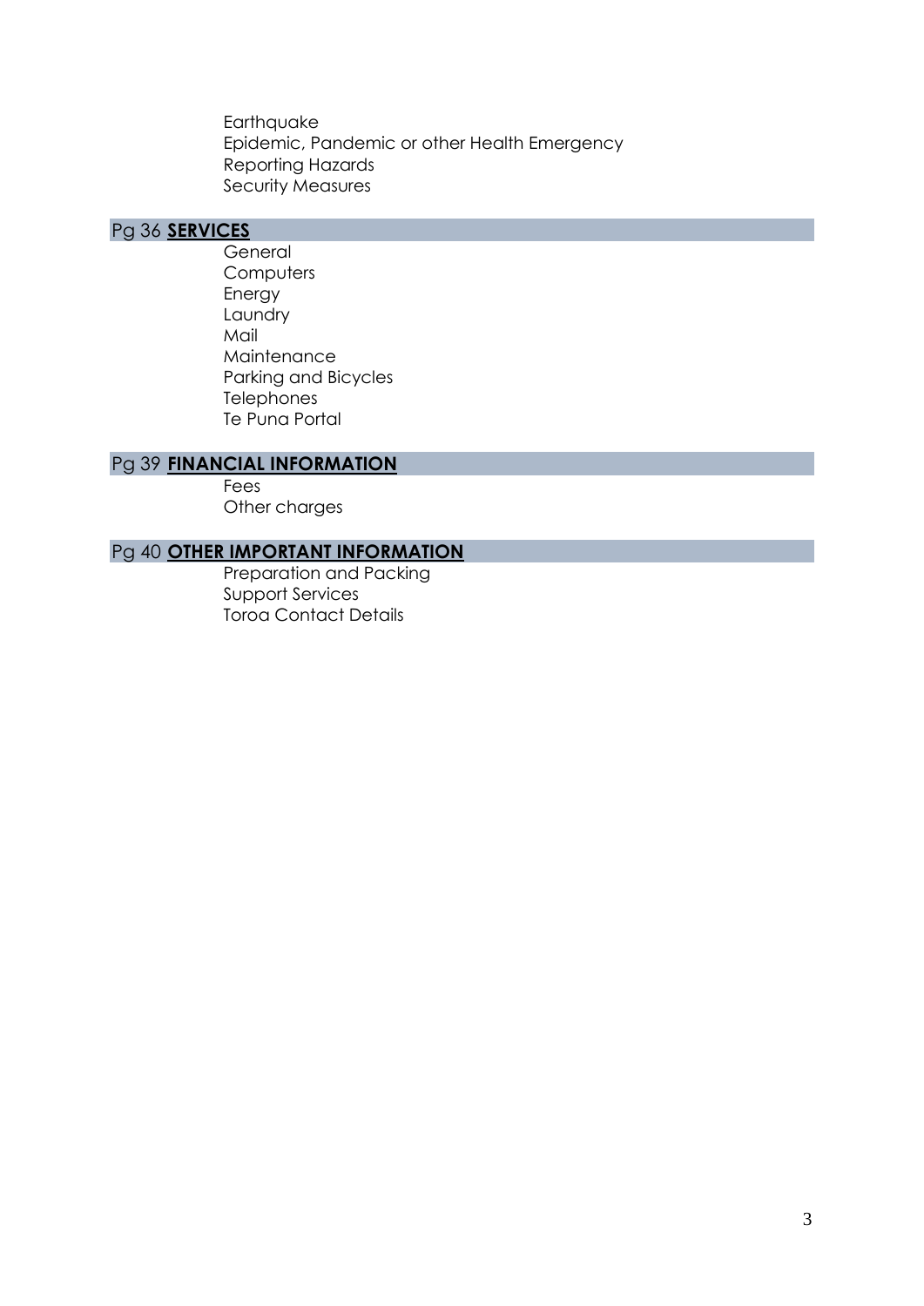Earthquake
Epidemic, Pandemic or other Health Emergency
Reporting Hazards
Security Measures

## Pg 36 **SERVICES**

General
Computers
Energy
Laundry
Mail
Maintenance
Parking and Bicycles
Telephones
Te Puna Portal

## Pg 39 **FINANCIAL INFORMATION**

Fees
Other charges

## Pg 40 **OTHER IMPORTANT INFORMATION**

Preparation and Packing
Support Services
Toroa Contact Details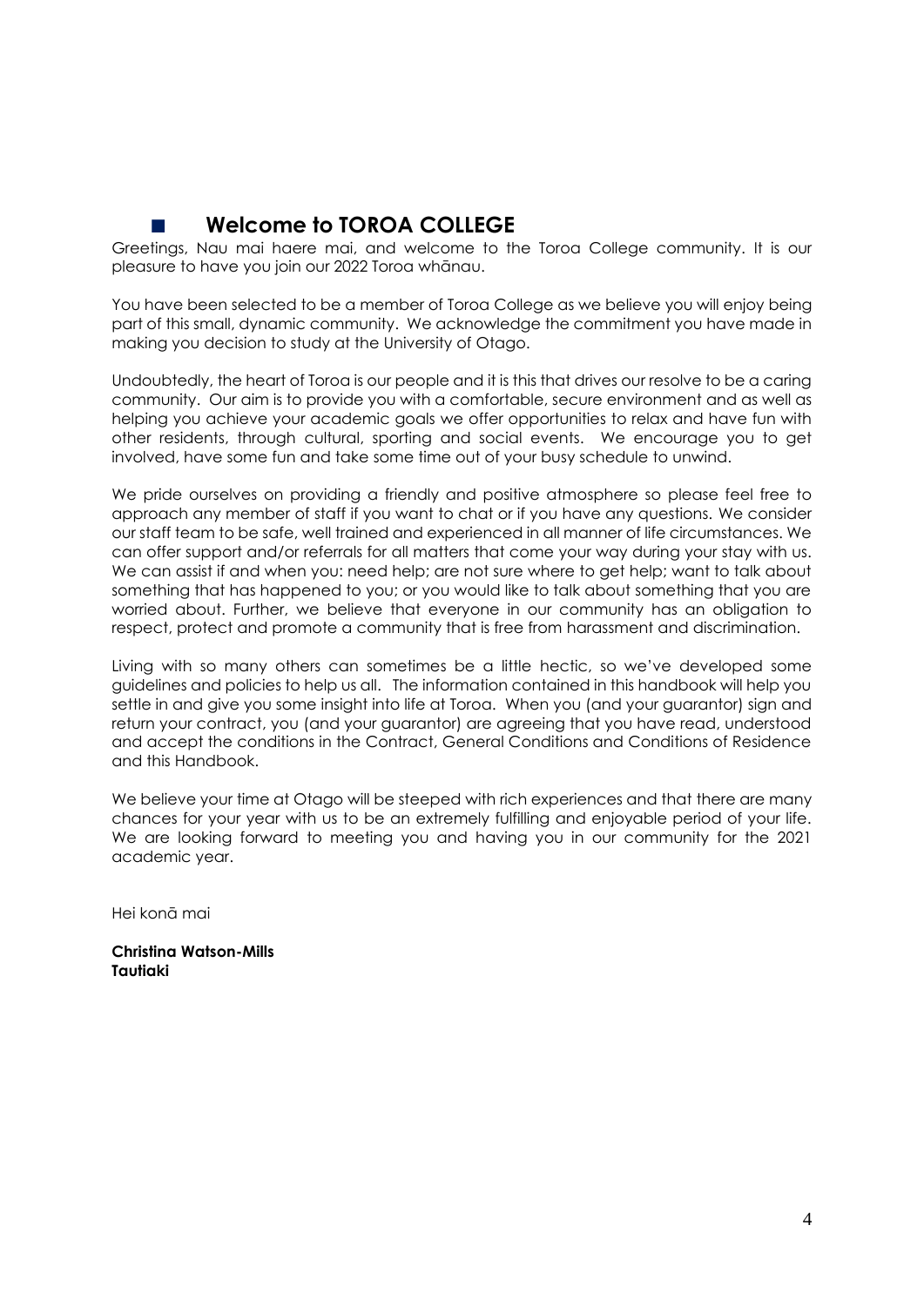## Welcome to TOROA COLLEGE

Greetings, Nau mai haere mai, and welcome to the Toroa College community. It is our pleasure to have you join our 2022 Toroa whānau.

You have been selected to be a member of Toroa College as we believe you will enjoy being part of this small, dynamic community. We acknowledge the commitment you have made in making you decision to study at the University of Otago.

Undoubtedly, the heart of Toroa is our people and it is this that drives our resolve to be a caring community. Our aim is to provide you with a comfortable, secure environment and as well as helping you achieve your academic goals we offer opportunities to relax and have fun with other residents, through cultural, sporting and social events. We encourage you to get involved, have some fun and take some time out of your busy schedule to unwind.

We pride ourselves on providing a friendly and positive atmosphere so please feel free to approach any member of staff if you want to chat or if you have any questions. We consider our staff team to be safe, well trained and experienced in all manner of life circumstances. We can offer support and/or referrals for all matters that come your way during your stay with us. We can assist if and when you: need help; are not sure where to get help; want to talk about something that has happened to you; or you would like to talk about something that you are worried about. Further, we believe that everyone in our community has an obligation to respect, protect and promote a community that is free from harassment and discrimination.

Living with so many others can sometimes be a little hectic, so we've developed some guidelines and policies to help us all. The information contained in this handbook will help you settle in and give you some insight into life at Toroa. When you (and your guarantor) sign and return your contract, you (and your guarantor) are agreeing that you have read, understood and accept the conditions in the Contract, General Conditions and Conditions of Residence and this Handbook.

We believe your time at Otago will be steeped with rich experiences and that there are many chances for your year with us to be an extremely fulfilling and enjoyable period of your life. We are looking forward to meeting you and having you in our community for the 2021 academic year.

Hei konā mai

**Christina Watson-Mills**
**Tautiaki**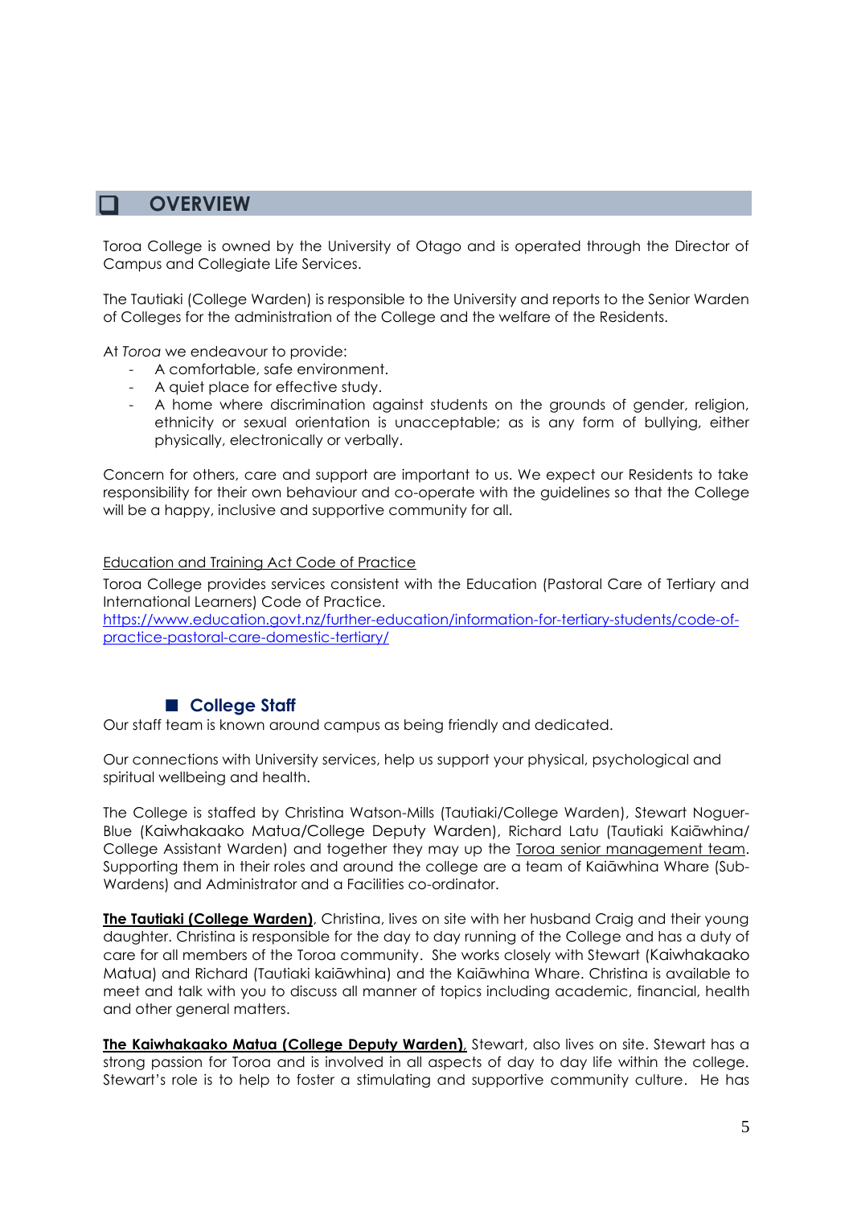# OVERVIEW

Toroa College is owned by the University of Otago and is operated through the Director of Campus and Collegiate Life Services.

The Tautiaki (College Warden) is responsible to the University and reports to the Senior Warden of Colleges for the administration of the College and the welfare of the Residents.

At *Toroa* we endeavour to provide:

- A comfortable, safe environment.
- A quiet place for effective study.
- A home where discrimination against students on the grounds of gender, religion, ethnicity or sexual orientation is unacceptable; as is any form of bullying, either physically, electronically or verbally.

Concern for others, care and support are important to us. We expect our Residents to take responsibility for their own behaviour and co-operate with the guidelines so that the College will be a happy, inclusive and supportive community for all.

Education and Training Act Code of Practice

Toroa College provides services consistent with the Education (Pastoral Care of Tertiary and International Learners) Code of Practice.
https://www.education.govt.nz/further-education/information-for-tertiary-students/code-of-practice-pastoral-care-domestic-tertiary/

## College Staff

Our staff team is known around campus as being friendly and dedicated.

Our connections with University services, help us support your physical, psychological and spiritual wellbeing and health.

The College is staffed by Christina Watson-Mills (Tautiaki/College Warden), Stewart Noguer-Blue (Kaiwhakaako Matua/College Deputy Warden), Richard Latu (Tautiaki Kaiāwhina/ College Assistant Warden) and together they may up the Toroa senior management team. Supporting them in their roles and around the college are a team of Kaiāwhina Whare (Sub-Wardens) and Administrator and a Facilities co-ordinator.

**The Tautiaki (College Warden)**, Christina, lives on site with her husband Craig and their young daughter. Christina is responsible for the day to day running of the College and has a duty of care for all members of the Toroa community. She works closely with Stewart (Kaiwhakaako Matua) and Richard (Tautiaki kaiāwhina) and the Kaiāwhina Whare. Christina is available to meet and talk with you to discuss all manner of topics including academic, financial, health and other general matters.

**The Kaiwhakaako Matua (College Deputy Warden)**, Stewart, also lives on site. Stewart has a strong passion for Toroa and is involved in all aspects of day to day life within the college. Stewart's role is to help to foster a stimulating and supportive community culture. He has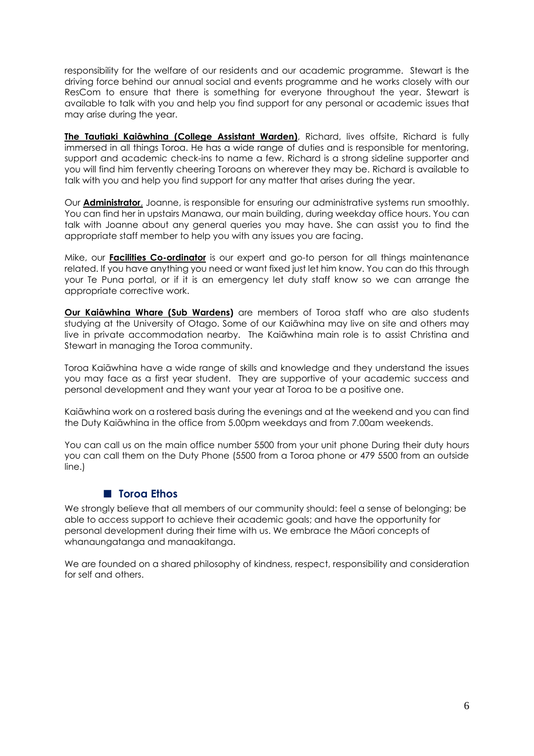responsibility for the welfare of our residents and our academic programme. Stewart is the driving force behind our annual social and events programme and he works closely with our ResCom to ensure that there is something for everyone throughout the year. Stewart is available to talk with you and help you find support for any personal or academic issues that may arise during the year.

**The Tautiaki Kaiāwhina (College Assistant Warden)**, Richard, lives offsite, Richard is fully immersed in all things Toroa. He has a wide range of duties and is responsible for mentoring, support and academic check-ins to name a few. Richard is a strong sideline supporter and you will find him fervently cheering Toroans on wherever they may be. Richard is available to talk with you and help you find support for any matter that arises during the year.

Our **Administrator**, Joanne, is responsible for ensuring our administrative systems run smoothly. You can find her in upstairs Manawa, our main building, during weekday office hours. You can talk with Joanne about any general queries you may have. She can assist you to find the appropriate staff member to help you with any issues you are facing.

Mike, our **Facilities Co-ordinator** is our expert and go-to person for all things maintenance related. If you have anything you need or want fixed just let him know. You can do this through your Te Puna portal, or if it is an emergency let duty staff know so we can arrange the appropriate corrective work.

**Our Kaiāwhina Whare (Sub Wardens)** are members of Toroa staff who are also students studying at the University of Otago. Some of our Kaiāwhina may live on site and others may live in private accommodation nearby. The Kaiāwhina main role is to assist Christina and Stewart in managing the Toroa community.

Toroa Kaiāwhina have a wide range of skills and knowledge and they understand the issues you may face as a first year student. They are supportive of your academic success and personal development and they want your year at Toroa to be a positive one.

Kaiāwhina work on a rostered basis during the evenings and at the weekend and you can find the Duty Kaiāwhina in the office from 5.00pm weekdays and from 7.00am weekends.

You can call us on the main office number 5500 from your unit phone During their duty hours you can call them on the Duty Phone (5500 from a Toroa phone or 479 5500 from an outside line.)

## Toroa Ethos

We strongly believe that all members of our community should: feel a sense of belonging; be able to access support to achieve their academic goals; and have the opportunity for personal development during their time with us. We embrace the Māori concepts of whanaungatanga and manaakitanga.

We are founded on a shared philosophy of kindness, respect, responsibility and consideration for self and others.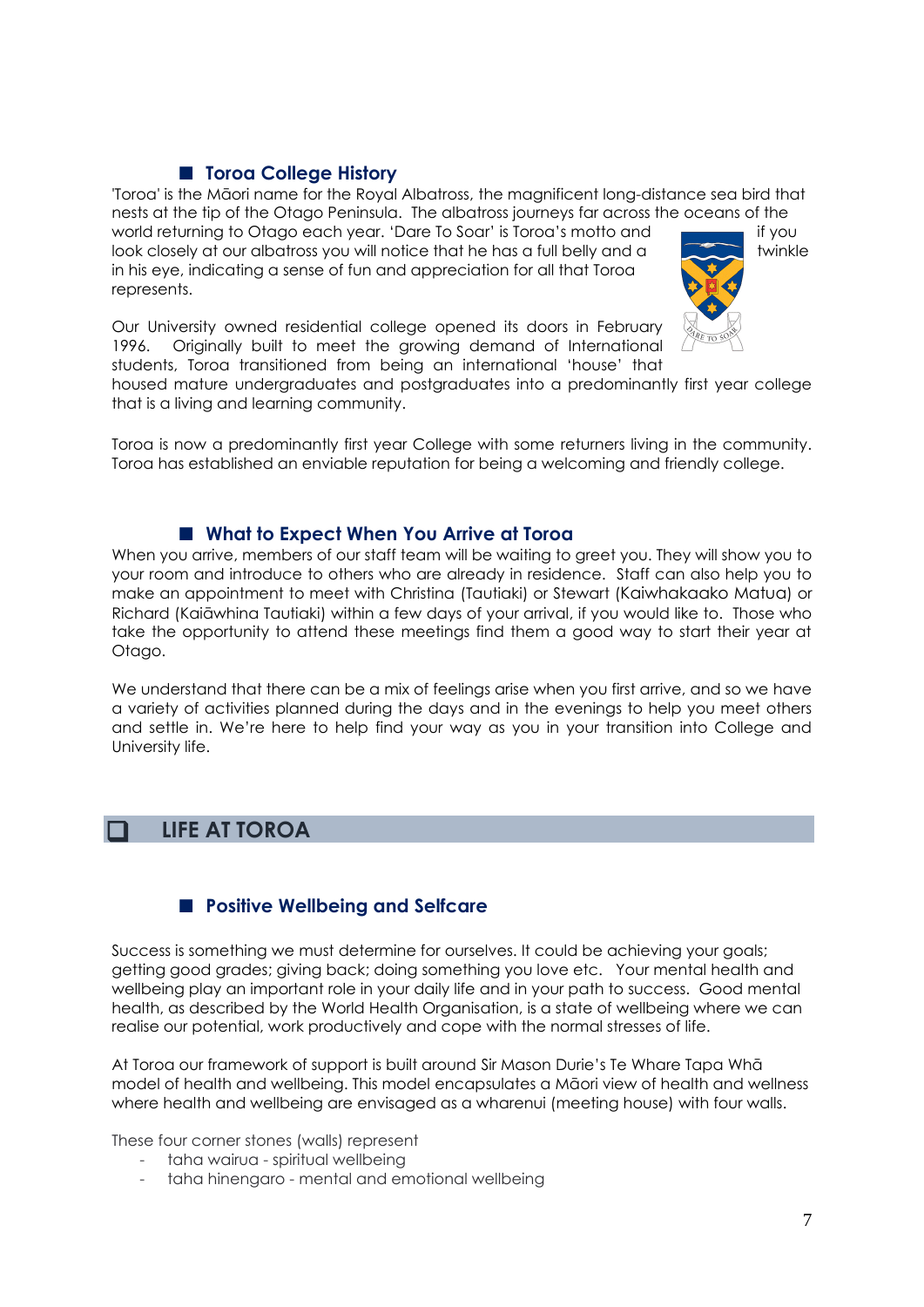## Toroa College History

'Toroa' is the Māori name for the Royal Albatross, the magnificent long-distance sea bird that nests at the tip of the Otago Peninsula. The albatross journeys far across the oceans of the world returning to Otago each year. 'Dare To Soar' is Toroa's motto and if you look closely at our albatross you will notice that he has a full belly and a twinkle in his eye, indicating a sense of fun and appreciation for all that Toroa represents.

Our University owned residential college opened its doors in February 1996. Originally built to meet the growing demand of International students, Toroa transitioned from being an international 'house' that housed mature undergraduates and postgraduates into a predominantly first year college that is a living and learning community.

Toroa is now a predominantly first year College with some returners living in the community. Toroa has established an enviable reputation for being a welcoming and friendly college.

## What to Expect When You Arrive at Toroa

When you arrive, members of our staff team will be waiting to greet you. They will show you to your room and introduce to others who are already in residence. Staff can also help you to make an appointment to meet with Christina (Tautiaki) or Stewart (Kaiwhakaako Matua) or Richard (Kaiāwhina Tautiaki) within a few days of your arrival, if you would like to. Those who take the opportunity to attend these meetings find them a good way to start their year at Otago.

We understand that there can be a mix of feelings arise when you first arrive, and so we have a variety of activities planned during the days and in the evenings to help you meet others and settle in. We're here to help find your way as you in your transition into College and University life.

# LIFE AT TOROA

## Positive Wellbeing and Selfcare

Success is something we must determine for ourselves. It could be achieving your goals; getting good grades; giving back; doing something you love etc. Your mental health and wellbeing play an important role in your daily life and in your path to success. Good mental health, as described by the World Health Organisation, is a state of wellbeing where we can realise our potential, work productively and cope with the normal stresses of life.

At Toroa our framework of support is built around Sir Mason Durie's Te Whare Tapa Whā model of health and wellbeing. This model encapsulates a Māori view of health and wellness where health and wellbeing are envisaged as a wharenui (meeting house) with four walls.

These four corner stones (walls) represent

- taha wairua - spiritual wellbeing
- taha hinengaro - mental and emotional wellbeing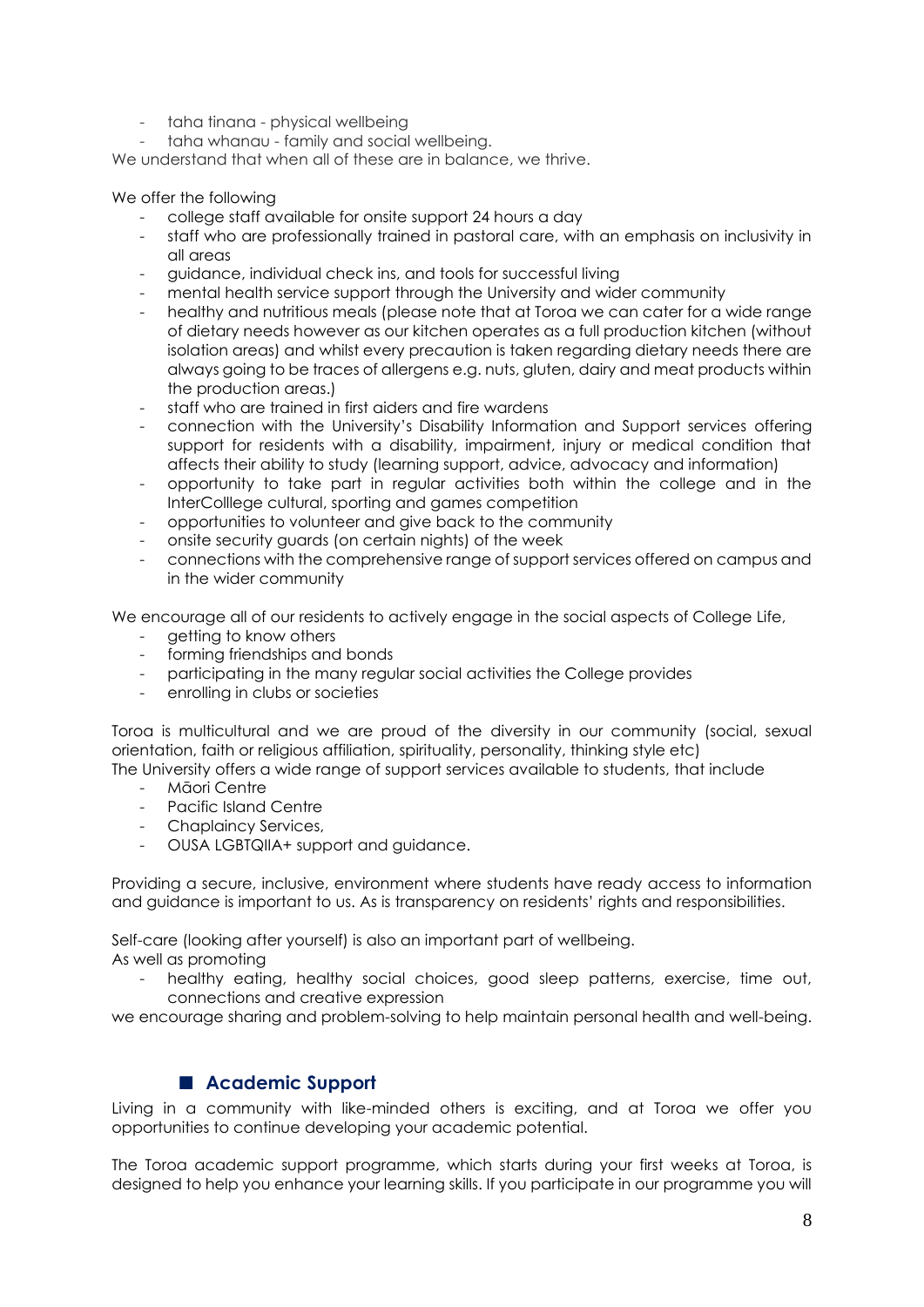- taha tinana - physical wellbeing
- taha whanau - family and social wellbeing.

We understand that when all of these are in balance, we thrive.

We offer the following

- college staff available for onsite support 24 hours a day
- staff who are professionally trained in pastoral care, with an emphasis on inclusivity in all areas
- guidance, individual check ins, and tools for successful living
- mental health service support through the University and wider community
- healthy and nutritious meals (please note that at Toroa we can cater for a wide range of dietary needs however as our kitchen operates as a full production kitchen (without isolation areas) and whilst every precaution is taken regarding dietary needs there are always going to be traces of allergens e.g. nuts, gluten, dairy and meat products within the production areas.)
- staff who are trained in first aiders and fire wardens
- connection with the University's Disability Information and Support services offering support for residents with a disability, impairment, injury or medical condition that affects their ability to study (learning support, advice, advocacy and information)
- opportunity to take part in regular activities both within the college and in the InterColllege cultural, sporting and games competition
- opportunities to volunteer and give back to the community
- onsite security guards (on certain nights) of the week
- connections with the comprehensive range of support services offered on campus and in the wider community

We encourage all of our residents to actively engage in the social aspects of College Life,

- getting to know others
- forming friendships and bonds
- participating in the many regular social activities the College provides
- enrolling in clubs or societies

Toroa is multicultural and we are proud of the diversity in our community (social, sexual orientation, faith or religious affiliation, spirituality, personality, thinking style etc)
The University offers a wide range of support services available to students, that include

- Māori Centre
- Pacific Island Centre
- Chaplaincy Services,
- OUSA LGBTQIIA+ support and guidance.

Providing a secure, inclusive, environment where students have ready access to information and guidance is important to us. As is transparency on residents' rights and responsibilities.

Self-care (looking after yourself) is also an important part of wellbeing.
As well as promoting

- healthy eating, healthy social choices, good sleep patterns, exercise, time out, connections and creative expression

we encourage sharing and problem-solving to help maintain personal health and well-being.

## ■ Academic Support

Living in a community with like-minded others is exciting, and at Toroa we offer you opportunities to continue developing your academic potential.

The Toroa academic support programme, which starts during your first weeks at Toroa, is designed to help you enhance your learning skills. If you participate in our programme you will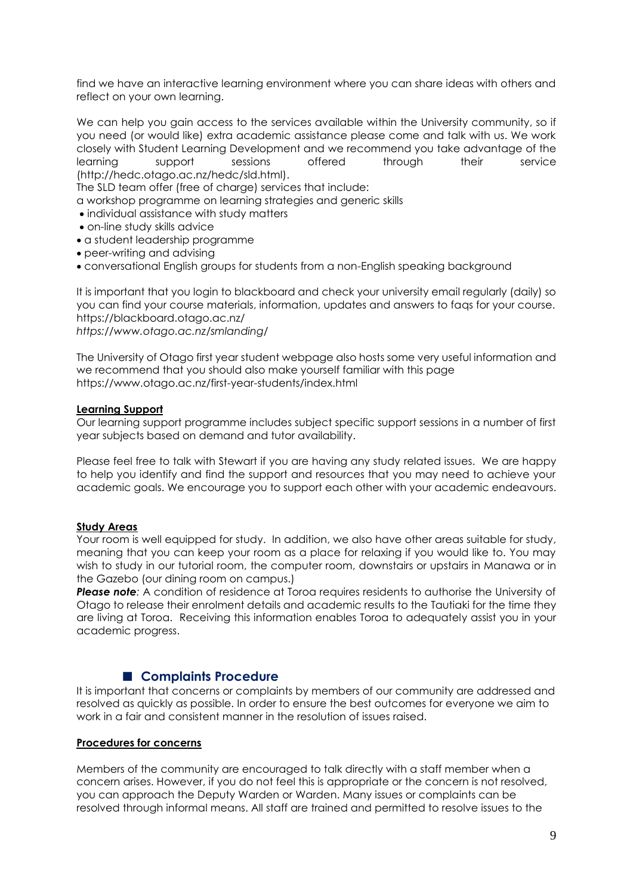find we have an interactive learning environment where you can share ideas with others and reflect on your own learning.

We can help you gain access to the services available within the University community, so if you need (or would like) extra academic assistance please come and talk with us. We work closely with Student Learning Development and we recommend you take advantage of the learning support sessions offered through their service (http://hedc.otago.ac.nz/hedc/sld.html).

The SLD team offer (free of charge) services that include:

a workshop programme on learning strategies and generic skills

- individual assistance with study matters
- on-line study skills advice
- a student leadership programme
- peer-writing and advising
- conversational English groups for students from a non-English speaking background

It is important that you login to blackboard and check your university email regularly (daily) so you can find your course materials, information, updates and answers to faqs for your course.
https://blackboard.otago.ac.nz/
*https://www.otago.ac.nz/smlanding/*

The University of Otago first year student webpage also hosts some very useful information and we recommend that you should also make yourself familiar with this page
https://www.otago.ac.nz/first-year-students/index.html

**Learning Support**

Our learning support programme includes subject specific support sessions in a number of first year subjects based on demand and tutor availability.

Please feel free to talk with Stewart if you are having any study related issues. We are happy to help you identify and find the support and resources that you may need to achieve your academic goals. We encourage you to support each other with your academic endeavours.

**Study Areas**

Your room is well equipped for study. In addition, we also have other areas suitable for study, meaning that you can keep your room as a place for relaxing if you would like to. You may wish to study in our tutorial room, the computer room, downstairs or upstairs in Manawa or in the Gazebo (our dining room on campus.)

***Please note**:* A condition of residence at Toroa requires residents to authorise the University of Otago to release their enrolment details and academic results to the Tautiaki for the time they are living at Toroa. Receiving this information enables Toroa to adequately assist you in your academic progress.

## ■ Complaints Procedure

It is important that concerns or complaints by members of our community are addressed and resolved as quickly as possible. In order to ensure the best outcomes for everyone we aim to work in a fair and consistent manner in the resolution of issues raised.

**Procedures for concerns**

Members of the community are encouraged to talk directly with a staff member when a concern arises. However, if you do not feel this is appropriate or the concern is not resolved, you can approach the Deputy Warden or Warden. Many issues or complaints can be resolved through informal means. All staff are trained and permitted to resolve issues to the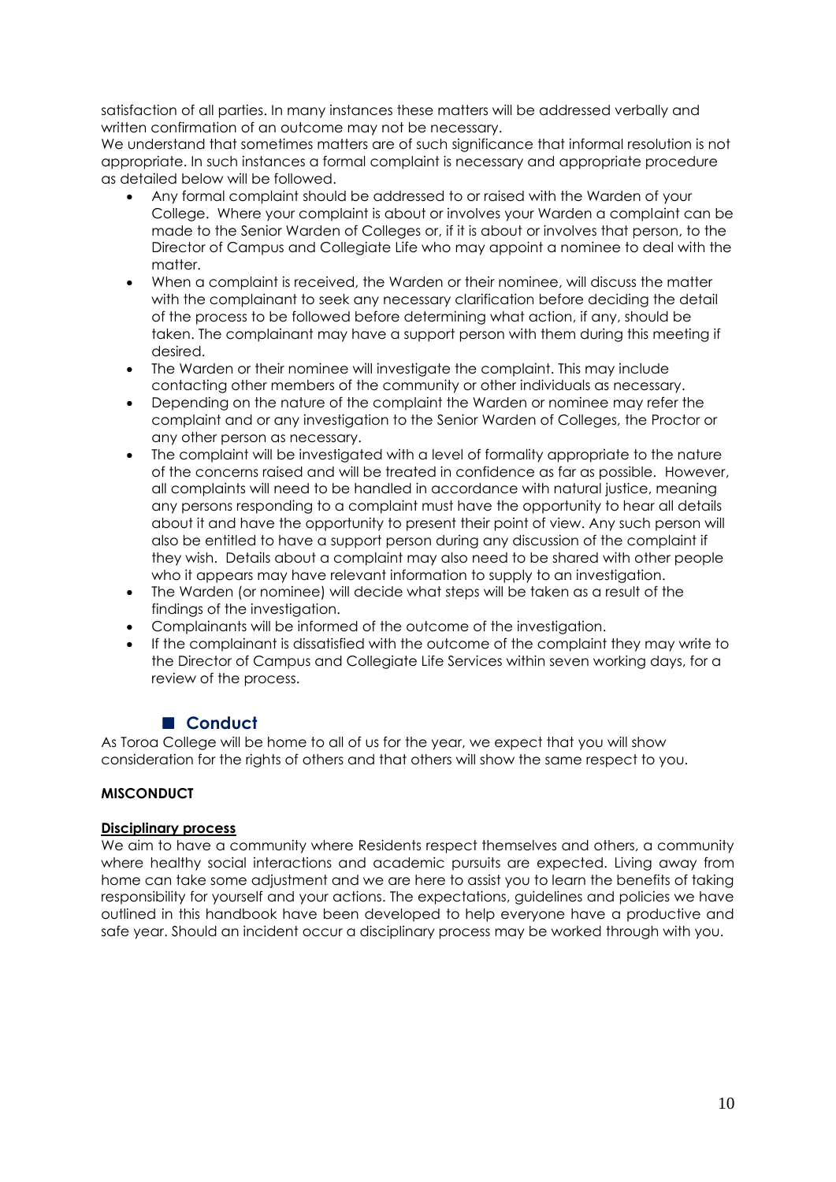satisfaction of all parties. In many instances these matters will be addressed verbally and written confirmation of an outcome may not be necessary.
We understand that sometimes matters are of such significance that informal resolution is not appropriate. In such instances a formal complaint is necessary and appropriate procedure as detailed below will be followed.

- Any formal complaint should be addressed to or raised with the Warden of your College. Where your complaint is about or involves your Warden a complaint can be made to the Senior Warden of Colleges or, if it is about or involves that person, to the Director of Campus and Collegiate Life who may appoint a nominee to deal with the matter.
- When a complaint is received, the Warden or their nominee, will discuss the matter with the complainant to seek any necessary clarification before deciding the detail of the process to be followed before determining what action, if any, should be taken. The complainant may have a support person with them during this meeting if desired.
- The Warden or their nominee will investigate the complaint. This may include contacting other members of the community or other individuals as necessary.
- Depending on the nature of the complaint the Warden or nominee may refer the complaint and or any investigation to the Senior Warden of Colleges, the Proctor or any other person as necessary.
- The complaint will be investigated with a level of formality appropriate to the nature of the concerns raised and will be treated in confidence as far as possible. However, all complaints will need to be handled in accordance with natural justice, meaning any persons responding to a complaint must have the opportunity to hear all details about it and have the opportunity to present their point of view. Any such person will also be entitled to have a support person during any discussion of the complaint if they wish. Details about a complaint may also need to be shared with other people who it appears may have relevant information to supply to an investigation.
- The Warden (or nominee) will decide what steps will be taken as a result of the findings of the investigation.
- Complainants will be informed of the outcome of the investigation.
- If the complainant is dissatisfied with the outcome of the complaint they may write to the Director of Campus and Collegiate Life Services within seven working days, for a review of the process.

## Conduct

As Toroa College will be home to all of us for the year, we expect that you will show consideration for the rights of others and that others will show the same respect to you.

### MISCONDUCT

**Disciplinary process**

We aim to have a community where Residents respect themselves and others, a community where healthy social interactions and academic pursuits are expected. Living away from home can take some adjustment and we are here to assist you to learn the benefits of taking responsibility for yourself and your actions. The expectations, guidelines and policies we have outlined in this handbook have been developed to help everyone have a productive and safe year. Should an incident occur a disciplinary process may be worked through with you.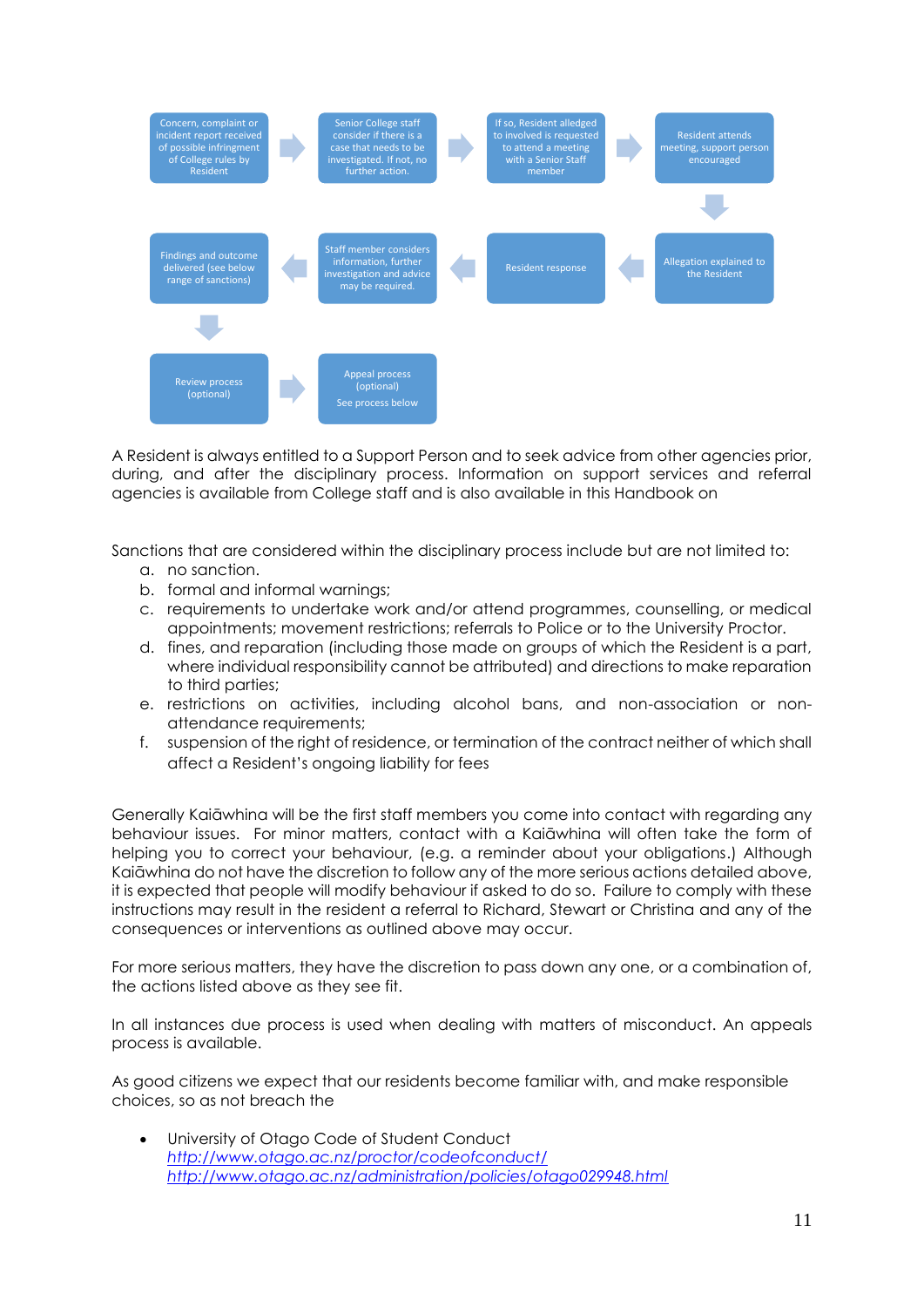Concern, complaint or incident report received of possible infringment of College rules by Resident → Senior College staff consider if there is a case that needs to be investigated. If not, no further action. → If so, Resident alledged to involved is requested to attend a meeting with a Senior Staff member → Resident attends meeting, support person encouraged → Allegation explained to the Resident → Resident response → Staff member considers information, further investigation and advice may be required. → Findings and outcome delivered (see below range of sanctions) → Review process (optional) → Appeal process (optional) See process below

A Resident is always entitled to a Support Person and to seek advice from other agencies prior, during, and after the disciplinary process. Information on support services and referral agencies is available from College staff and is also available in this Handbook on

Sanctions that are considered within the disciplinary process include but are not limited to:

a. no sanction.
b. formal and informal warnings;
c. requirements to undertake work and/or attend programmes, counselling, or medical appointments; movement restrictions; referrals to Police or to the University Proctor.
d. fines, and reparation (including those made on groups of which the Resident is a part, where individual responsibility cannot be attributed) and directions to make reparation to third parties;
e. restrictions on activities, including alcohol bans, and non-association or non-attendance requirements;
f. suspension of the right of residence, or termination of the contract neither of which shall affect a Resident's ongoing liability for fees

Generally Kaiāwhina will be the first staff members you come into contact with regarding any behaviour issues. For minor matters, contact with a Kaiāwhina will often take the form of helping you to correct your behaviour, (e.g. a reminder about your obligations.) Although Kaiāwhina do not have the discretion to follow any of the more serious actions detailed above, it is expected that people will modify behaviour if asked to do so. Failure to comply with these instructions may result in the resident a referral to Richard, Stewart or Christina and any of the consequences or interventions as outlined above may occur.

For more serious matters, they have the discretion to pass down any one, or a combination of, the actions listed above as they see fit.

In all instances due process is used when dealing with matters of misconduct. An appeals process is available.

As good citizens we expect that our residents become familiar with, and make responsible choices, so as not breach the

- University of Otago Code of Student Conduct
  http://www.otago.ac.nz/proctor/codeofconduct/
  http://www.otago.ac.nz/administration/policies/otago029948.html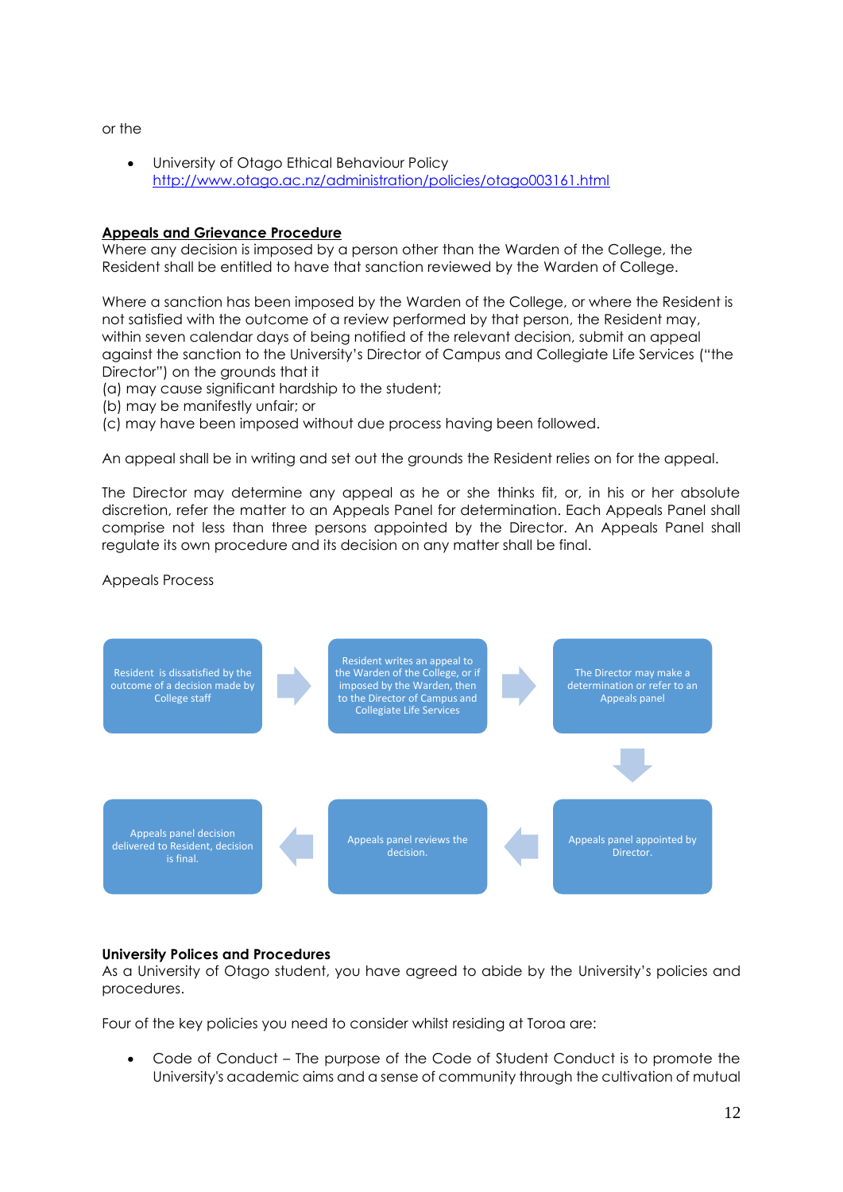or the

- University of Otago Ethical Behaviour Policy
  http://www.otago.ac.nz/administration/policies/otago003161.html

**Appeals and Grievance Procedure**

Where any decision is imposed by a person other than the Warden of the College, the Resident shall be entitled to have that sanction reviewed by the Warden of College.

Where a sanction has been imposed by the Warden of the College, or where the Resident is not satisfied with the outcome of a review performed by that person, the Resident may, within seven calendar days of being notified of the relevant decision, submit an appeal against the sanction to the University's Director of Campus and Collegiate Life Services ("the Director") on the grounds that it

(a) may cause significant hardship to the student;
(b) may be manifestly unfair; or
(c) may have been imposed without due process having been followed.

An appeal shall be in writing and set out the grounds the Resident relies on for the appeal.

The Director may determine any appeal as he or she thinks fit, or, in his or her absolute discretion, refer the matter to an Appeals Panel for determination. Each Appeals Panel shall comprise not less than three persons appointed by the Director. An Appeals Panel shall regulate its own procedure and its decision on any matter shall be final.

Appeals Process

1. Resident is dissatisfied by the outcome of a decision made by College staff
2. Resident writes an appeal to the Warden of the College, or if imposed by the Warden, then to the Director of Campus and Collegiate Life Services
3. The Director may make a determination or refer to an Appeals panel
4. Appeals panel appointed by Director.
5. Appeals panel reviews the decision.
6. Appeals panel decision delivered to Resident, decision is final.

**University Polices and Procedures**

As a University of Otago student, you have agreed to abide by the University's policies and procedures.

Four of the key policies you need to consider whilst residing at Toroa are:

- Code of Conduct – The purpose of the Code of Student Conduct is to promote the University's academic aims and a sense of community through the cultivation of mutual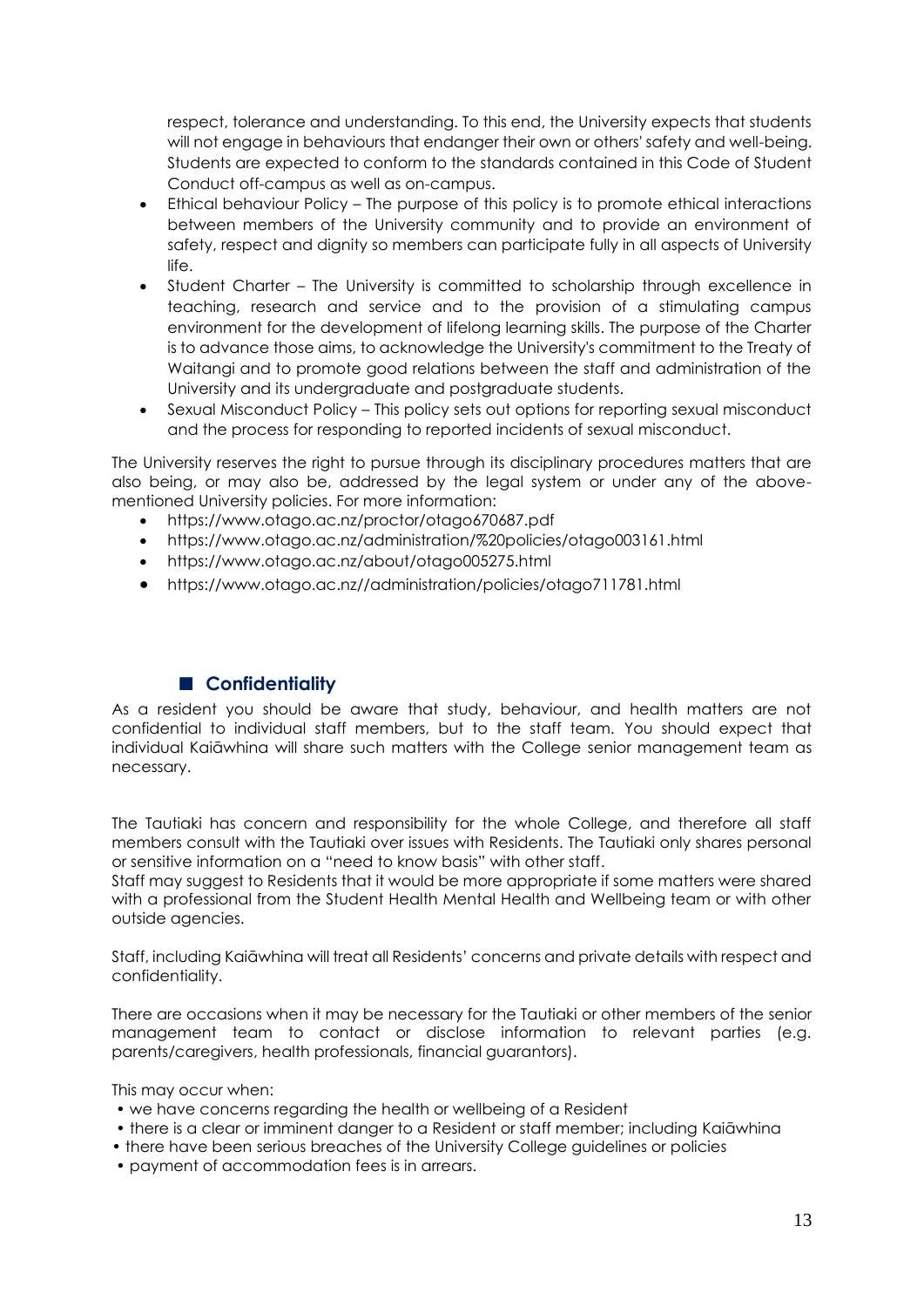respect, tolerance and understanding. To this end, the University expects that students will not engage in behaviours that endanger their own or others' safety and well-being. Students are expected to conform to the standards contained in this Code of Student Conduct off-campus as well as on-campus.

- Ethical behaviour Policy – The purpose of this policy is to promote ethical interactions between members of the University community and to provide an environment of safety, respect and dignity so members can participate fully in all aspects of University life.
- Student Charter – The University is committed to scholarship through excellence in teaching, research and service and to the provision of a stimulating campus environment for the development of lifelong learning skills. The purpose of the Charter is to advance those aims, to acknowledge the University's commitment to the Treaty of Waitangi and to promote good relations between the staff and administration of the University and its undergraduate and postgraduate students.
- Sexual Misconduct Policy – This policy sets out options for reporting sexual misconduct and the process for responding to reported incidents of sexual misconduct.

The University reserves the right to pursue through its disciplinary procedures matters that are also being, or may also be, addressed by the legal system or under any of the above-mentioned University policies. For more information:

- https://www.otago.ac.nz/proctor/otago670687.pdf
- https://www.otago.ac.nz/administration/%20policies/otago003161.html
- https://www.otago.ac.nz/about/otago005275.html
- https://www.otago.ac.nz//administration/policies/otago711781.html

## Confidentiality

As a resident you should be aware that study, behaviour, and health matters are not confidential to individual staff members, but to the staff team. You should expect that individual Kaiāwhina will share such matters with the College senior management team as necessary.

The Tautiaki has concern and responsibility for the whole College, and therefore all staff members consult with the Tautiaki over issues with Residents. The Tautiaki only shares personal or sensitive information on a "need to know basis" with other staff.
Staff may suggest to Residents that it would be more appropriate if some matters were shared with a professional from the Student Health Mental Health and Wellbeing team or with other outside agencies.

Staff, including Kaiāwhina will treat all Residents' concerns and private details with respect and confidentiality.

There are occasions when it may be necessary for the Tautiaki or other members of the senior management team to contact or disclose information to relevant parties (e.g. parents/caregivers, health professionals, financial guarantors).

This may occur when:

- we have concerns regarding the health or wellbeing of a Resident
- there is a clear or imminent danger to a Resident or staff member; including Kaiāwhina
- there have been serious breaches of the University College guidelines or policies
- payment of accommodation fees is in arrears.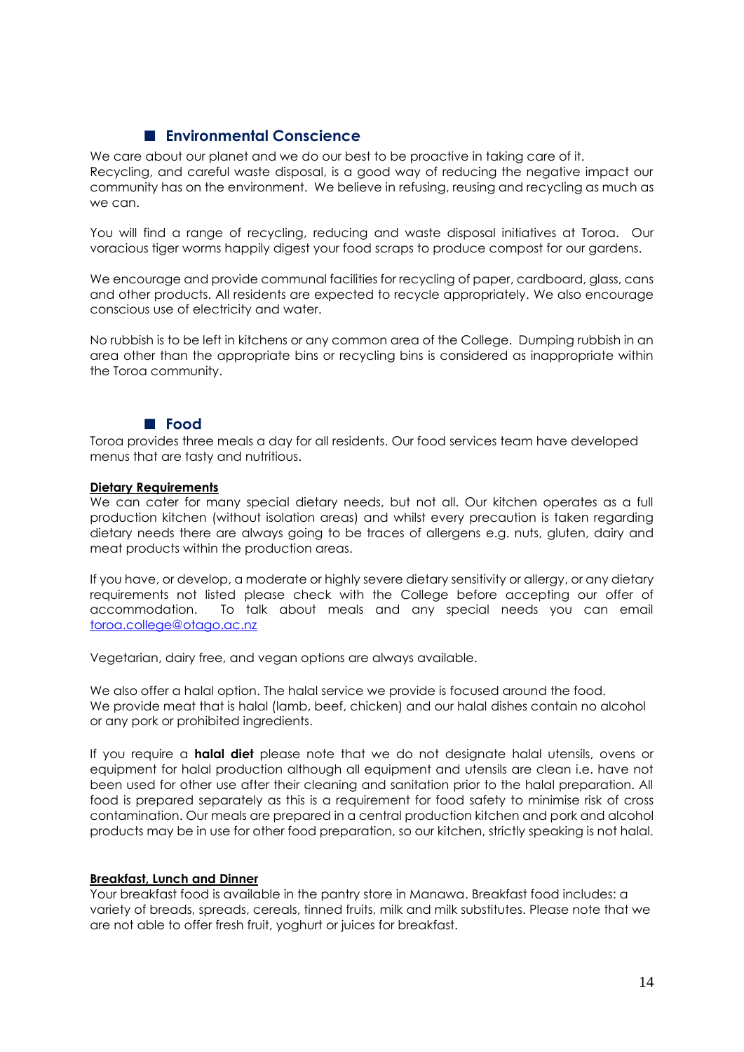## ■ Environmental Conscience

We care about our planet and we do our best to be proactive in taking care of it. Recycling, and careful waste disposal, is a good way of reducing the negative impact our community has on the environment. We believe in refusing, reusing and recycling as much as we can.

You will find a range of recycling, reducing and waste disposal initiatives at Toroa. Our voracious tiger worms happily digest your food scraps to produce compost for our gardens.

We encourage and provide communal facilities for recycling of paper, cardboard, glass, cans and other products. All residents are expected to recycle appropriately. We also encourage conscious use of electricity and water.

No rubbish is to be left in kitchens or any common area of the College. Dumping rubbish in an area other than the appropriate bins or recycling bins is considered as inappropriate within the Toroa community.

## ■ Food

Toroa provides three meals a day for all residents. Our food services team have developed menus that are tasty and nutritious.

### Dietary Requirements

We can cater for many special dietary needs, but not all. Our kitchen operates as a full production kitchen (without isolation areas) and whilst every precaution is taken regarding dietary needs there are always going to be traces of allergens e.g. nuts, gluten, dairy and meat products within the production areas.

If you have, or develop, a moderate or highly severe dietary sensitivity or allergy, or any dietary requirements not listed please check with the College before accepting our offer of accommodation. To talk about meals and any special needs you can email [toroa.college@otago.ac.nz](mailto:toroa.college@otago.ac.nz)

Vegetarian, dairy free, and vegan options are always available.

We also offer a halal option. The halal service we provide is focused around the food. We provide meat that is halal (lamb, beef, chicken) and our halal dishes contain no alcohol or any pork or prohibited ingredients.

If you require a **halal diet** please note that we do not designate halal utensils, ovens or equipment for halal production although all equipment and utensils are clean i.e. have not been used for other use after their cleaning and sanitation prior to the halal preparation. All food is prepared separately as this is a requirement for food safety to minimise risk of cross contamination. Our meals are prepared in a central production kitchen and pork and alcohol products may be in use for other food preparation, so our kitchen, strictly speaking is not halal.

### Breakfast, Lunch and Dinner

Your breakfast food is available in the pantry store in Manawa. Breakfast food includes: a variety of breads, spreads, cereals, tinned fruits, milk and milk substitutes. Please note that we are not able to offer fresh fruit, yoghurt or juices for breakfast.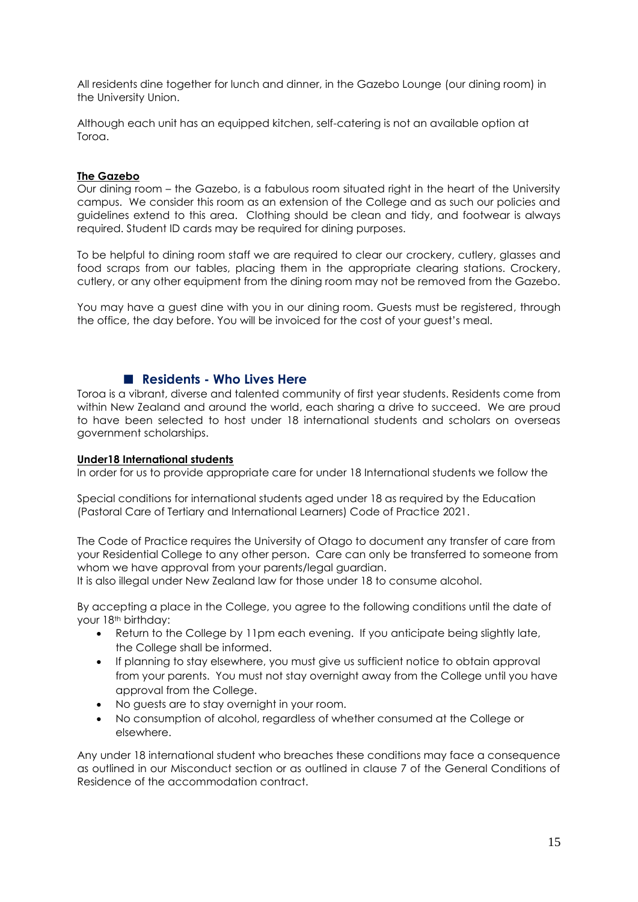All residents dine together for lunch and dinner, in the Gazebo Lounge (our dining room) in the University Union.

Although each unit has an equipped kitchen, self-catering is not an available option at Toroa.

**The Gazebo**

Our dining room – the Gazebo, is a fabulous room situated right in the heart of the University campus. We consider this room as an extension of the College and as such our policies and guidelines extend to this area. Clothing should be clean and tidy, and footwear is always required. Student ID cards may be required for dining purposes.

To be helpful to dining room staff we are required to clear our crockery, cutlery, glasses and food scraps from our tables, placing them in the appropriate clearing stations. Crockery, cutlery, or any other equipment from the dining room may not be removed from the Gazebo.

You may have a guest dine with you in our dining room. Guests must be registered, through the office, the day before. You will be invoiced for the cost of your guest's meal.

## Residents - Who Lives Here

Toroa is a vibrant, diverse and talented community of first year students. Residents come from within New Zealand and around the world, each sharing a drive to succeed. We are proud to have been selected to host under 18 international students and scholars on overseas government scholarships.

**Under18 International students**

In order for us to provide appropriate care for under 18 International students we follow the

Special conditions for international students aged under 18 as required by the Education (Pastoral Care of Tertiary and International Learners) Code of Practice 2021.

The Code of Practice requires the University of Otago to document any transfer of care from your Residential College to any other person. Care can only be transferred to someone from whom we have approval from your parents/legal guardian.
It is also illegal under New Zealand law for those under 18 to consume alcohol.

By accepting a place in the College, you agree to the following conditions until the date of your 18th birthday:

- Return to the College by 11pm each evening. If you anticipate being slightly late, the College shall be informed.
- If planning to stay elsewhere, you must give us sufficient notice to obtain approval from your parents. You must not stay overnight away from the College until you have approval from the College.
- No guests are to stay overnight in your room.
- No consumption of alcohol, regardless of whether consumed at the College or elsewhere.

Any under 18 international student who breaches these conditions may face a consequence as outlined in our Misconduct section or as outlined in clause 7 of the General Conditions of Residence of the accommodation contract.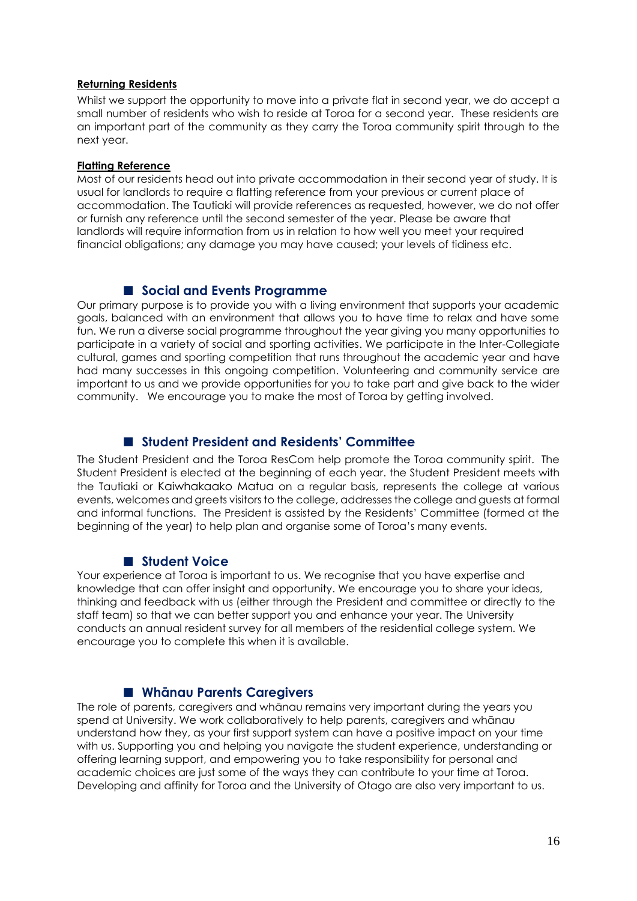**Returning Residents**

Whilst we support the opportunity to move into a private flat in second year, we do accept a small number of residents who wish to reside at Toroa for a second year. These residents are an important part of the community as they carry the Toroa community spirit through to the next year.

**Flatting Reference**

Most of our residents head out into private accommodation in their second year of study. It is usual for landlords to require a flatting reference from your previous or current place of accommodation. The Tautiaki will provide references as requested, however, we do not offer or furnish any reference until the second semester of the year. Please be aware that landlords will require information from us in relation to how well you meet your required financial obligations; any damage you may have caused; your levels of tidiness etc.

## ■ Social and Events Programme

Our primary purpose is to provide you with a living environment that supports your academic goals, balanced with an environment that allows you to have time to relax and have some fun. We run a diverse social programme throughout the year giving you many opportunities to participate in a variety of social and sporting activities. We participate in the Inter-Collegiate cultural, games and sporting competition that runs throughout the academic year and have had many successes in this ongoing competition. Volunteering and community service are important to us and we provide opportunities for you to take part and give back to the wider community. We encourage you to make the most of Toroa by getting involved.

## ■ Student President and Residents' Committee

The Student President and the Toroa ResCom help promote the Toroa community spirit. The Student President is elected at the beginning of each year. the Student President meets with the Tautiaki or Kaiwhakaako Matua on a regular basis, represents the college at various events, welcomes and greets visitors to the college, addresses the college and guests at formal and informal functions. The President is assisted by the Residents' Committee (formed at the beginning of the year) to help plan and organise some of Toroa's many events.

## ■ Student Voice

Your experience at Toroa is important to us. We recognise that you have expertise and knowledge that can offer insight and opportunity. We encourage you to share your ideas, thinking and feedback with us (either through the President and committee or directly to the staff team) so that we can better support you and enhance your year. The University conducts an annual resident survey for all members of the residential college system. We encourage you to complete this when it is available.

## ■ Whānau Parents Caregivers

The role of parents, caregivers and whānau remains very important during the years you spend at University. We work collaboratively to help parents, caregivers and whānau understand how they, as your first support system can have a positive impact on your time with us. Supporting you and helping you navigate the student experience, understanding or offering learning support, and empowering you to take responsibility for personal and academic choices are just some of the ways they can contribute to your time at Toroa. Developing and affinity for Toroa and the University of Otago are also very important to us.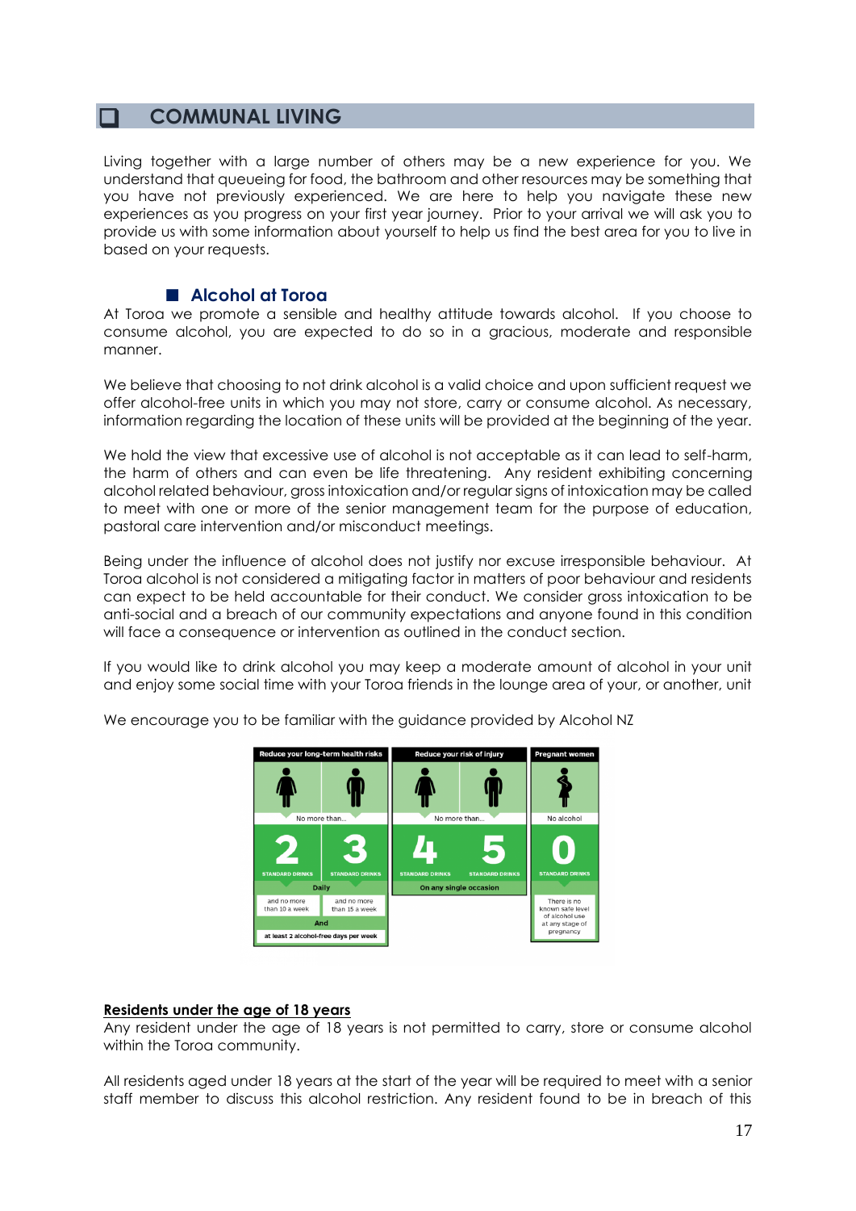## COMMUNAL LIVING

Living together with a large number of others may be a new experience for you. We understand that queueing for food, the bathroom and other resources may be something that you have not previously experienced. We are here to help you navigate these new experiences as you progress on your first year journey. Prior to your arrival we will ask you to provide us with some information about yourself to help us find the best area for you to live in based on your requests.

### Alcohol at Toroa

At Toroa we promote a sensible and healthy attitude towards alcohol. If you choose to consume alcohol, you are expected to do so in a gracious, moderate and responsible manner.

We believe that choosing to not drink alcohol is a valid choice and upon sufficient request we offer alcohol-free units in which you may not store, carry or consume alcohol. As necessary, information regarding the location of these units will be provided at the beginning of the year.

We hold the view that excessive use of alcohol is not acceptable as it can lead to self-harm, the harm of others and can even be life threatening. Any resident exhibiting concerning alcohol related behaviour, gross intoxication and/or regular signs of intoxication may be called to meet with one or more of the senior management team for the purpose of education, pastoral care intervention and/or misconduct meetings.

Being under the influence of alcohol does not justify nor excuse irresponsible behaviour. At Toroa alcohol is not considered a mitigating factor in matters of poor behaviour and residents can expect to be held accountable for their conduct. We consider gross intoxication to be anti-social and a breach of our community expectations and anyone found in this condition will face a consequence or intervention as outlined in the conduct section.

If you would like to drink alcohol you may keep a moderate amount of alcohol in your unit and enjoy some social time with your Toroa friends in the lounge area of your, or another, unit

We encourage you to be familiar with the guidance provided by Alcohol NZ

| Reduce your long-term health risks | | Reduce your risk of injury | | Pregnant women |
|---|---|---|---|---|
| Women | Men | Women | Men | |
| No more than... | | No more than... | | No alcohol |
| 2 STANDARD DRINKS | 3 STANDARD DRINKS | 4 STANDARD DRINKS | 5 STANDARD DRINKS | 0 STANDARD DRINKS |
| Daily | | On any single occasion | | |
| and no more than 10 a week | and no more than 15 a week | | | There is no known safe level of alcohol use at any stage of pregnancy |
| And at least 2 alcohol-free days per week | | | | |

**Residents under the age of 18 years**

Any resident under the age of 18 years is not permitted to carry, store or consume alcohol within the Toroa community.

All residents aged under 18 years at the start of the year will be required to meet with a senior staff member to discuss this alcohol restriction. Any resident found to be in breach of this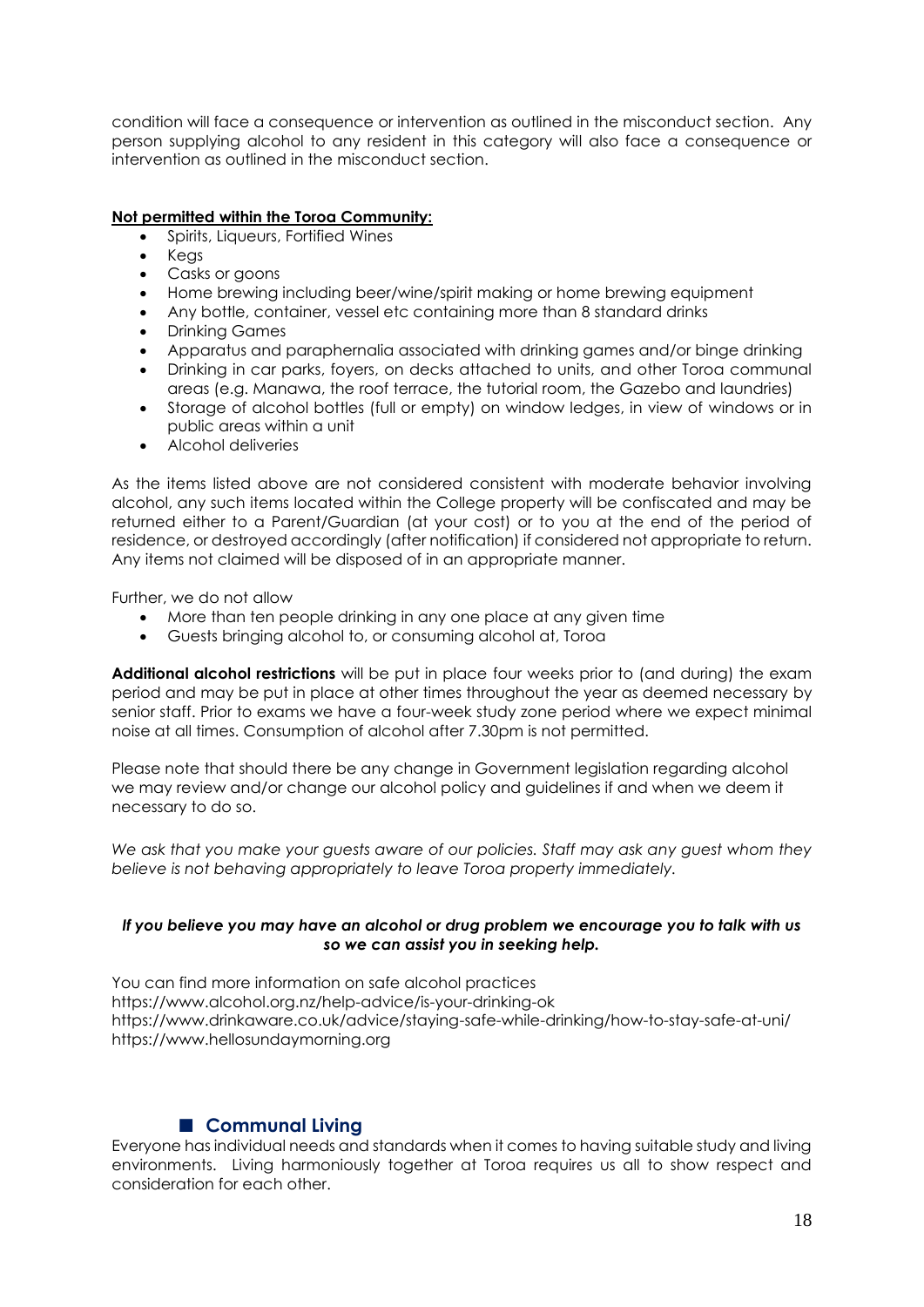condition will face a consequence or intervention as outlined in the misconduct section. Any person supplying alcohol to any resident in this category will also face a consequence or intervention as outlined in the misconduct section.

**Not permitted within the Toroa Community:**

- Spirits, Liqueurs, Fortified Wines
- Kegs
- Casks or goons
- Home brewing including beer/wine/spirit making or home brewing equipment
- Any bottle, container, vessel etc containing more than 8 standard drinks
- Drinking Games
- Apparatus and paraphernalia associated with drinking games and/or binge drinking
- Drinking in car parks, foyers, on decks attached to units, and other Toroa communal areas (e.g. Manawa, the roof terrace, the tutorial room, the Gazebo and laundries)
- Storage of alcohol bottles (full or empty) on window ledges, in view of windows or in public areas within a unit
- Alcohol deliveries

As the items listed above are not considered consistent with moderate behavior involving alcohol, any such items located within the College property will be confiscated and may be returned either to a Parent/Guardian (at your cost) or to you at the end of the period of residence, or destroyed accordingly (after notification) if considered not appropriate to return. Any items not claimed will be disposed of in an appropriate manner.

Further, we do not allow

- More than ten people drinking in any one place at any given time
- Guests bringing alcohol to, or consuming alcohol at, Toroa

**Additional alcohol restrictions** will be put in place four weeks prior to (and during) the exam period and may be put in place at other times throughout the year as deemed necessary by senior staff. Prior to exams we have a four-week study zone period where we expect minimal noise at all times. Consumption of alcohol after 7.30pm is not permitted.

Please note that should there be any change in Government legislation regarding alcohol we may review and/or change our alcohol policy and guidelines if and when we deem it necessary to do so.

*We ask that you make your guests aware of our policies. Staff may ask any guest whom they believe is not behaving appropriately to leave Toroa property immediately.*

***If you believe you may have an alcohol or drug problem we encourage you to talk with us so we can assist you in seeking help.***

You can find more information on safe alcohol practices
https://www.alcohol.org.nz/help-advice/is-your-drinking-ok
https://www.drinkaware.co.uk/advice/staying-safe-while-drinking/how-to-stay-safe-at-uni/
https://www.hellosundaymorning.org

## ■ Communal Living

Everyone has individual needs and standards when it comes to having suitable study and living environments. Living harmoniously together at Toroa requires us all to show respect and consideration for each other.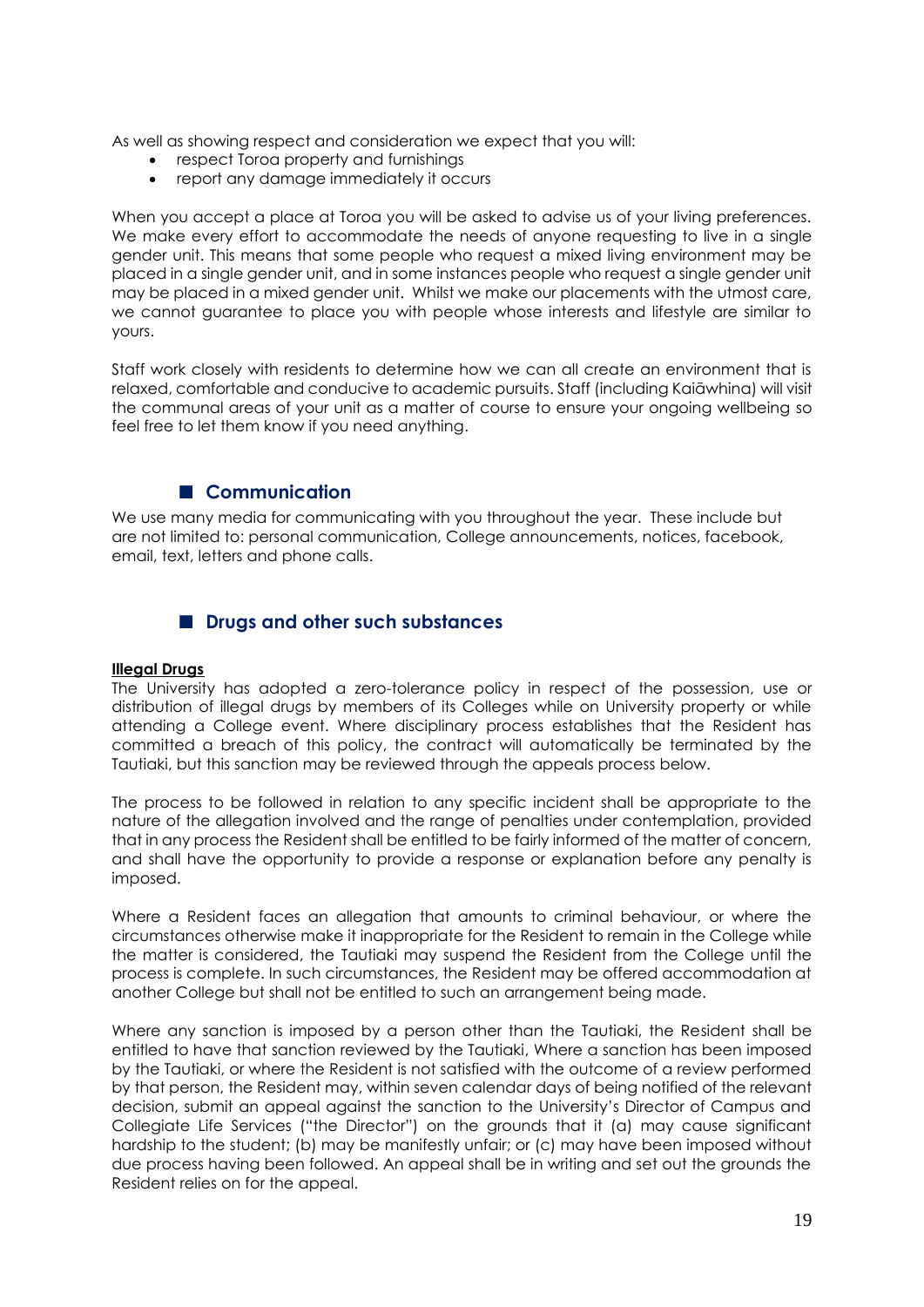As well as showing respect and consideration we expect that you will:

- respect Toroa property and furnishings
- report any damage immediately it occurs

When you accept a place at Toroa you will be asked to advise us of your living preferences. We make every effort to accommodate the needs of anyone requesting to live in a single gender unit. This means that some people who request a mixed living environment may be placed in a single gender unit, and in some instances people who request a single gender unit may be placed in a mixed gender unit. Whilst we make our placements with the utmost care, we cannot guarantee to place you with people whose interests and lifestyle are similar to yours.

Staff work closely with residents to determine how we can all create an environment that is relaxed, comfortable and conducive to academic pursuits. Staff (including Kaiāwhina) will visit the communal areas of your unit as a matter of course to ensure your ongoing wellbeing so feel free to let them know if you need anything.

## Communication

We use many media for communicating with you throughout the year. These include but are not limited to: personal communication, College announcements, notices, facebook, email, text, letters and phone calls.

## Drugs and other such substances

**Illegal Drugs**

The University has adopted a zero-tolerance policy in respect of the possession, use or distribution of illegal drugs by members of its Colleges while on University property or while attending a College event. Where disciplinary process establishes that the Resident has committed a breach of this policy, the contract will automatically be terminated by the Tautiaki, but this sanction may be reviewed through the appeals process below.

The process to be followed in relation to any specific incident shall be appropriate to the nature of the allegation involved and the range of penalties under contemplation, provided that in any process the Resident shall be entitled to be fairly informed of the matter of concern, and shall have the opportunity to provide a response or explanation before any penalty is imposed.

Where a Resident faces an allegation that amounts to criminal behaviour, or where the circumstances otherwise make it inappropriate for the Resident to remain in the College while the matter is considered, the Tautiaki may suspend the Resident from the College until the process is complete. In such circumstances, the Resident may be offered accommodation at another College but shall not be entitled to such an arrangement being made.

Where any sanction is imposed by a person other than the Tautiaki, the Resident shall be entitled to have that sanction reviewed by the Tautiaki, Where a sanction has been imposed by the Tautiaki, or where the Resident is not satisfied with the outcome of a review performed by that person, the Resident may, within seven calendar days of being notified of the relevant decision, submit an appeal against the sanction to the University's Director of Campus and Collegiate Life Services ("the Director") on the grounds that it (a) may cause significant hardship to the student; (b) may be manifestly unfair; or (c) may have been imposed without due process having been followed. An appeal shall be in writing and set out the grounds the Resident relies on for the appeal.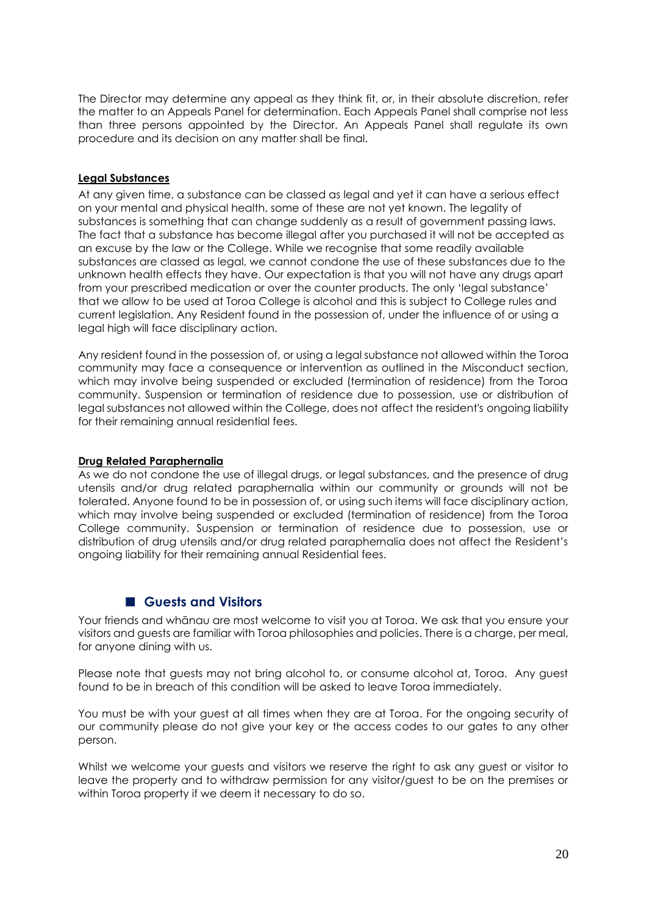The Director may determine any appeal as they think fit, or, in their absolute discretion, refer the matter to an Appeals Panel for determination. Each Appeals Panel shall comprise not less than three persons appointed by the Director. An Appeals Panel shall regulate its own procedure and its decision on any matter shall be final.

**Legal Substances**

At any given time, a substance can be classed as legal and yet it can have a serious effect on your mental and physical health, some of these are not yet known. The legality of substances is something that can change suddenly as a result of government passing laws. The fact that a substance has become illegal after you purchased it will not be accepted as an excuse by the law or the College. While we recognise that some readily available substances are classed as legal, we cannot condone the use of these substances due to the unknown health effects they have. Our expectation is that you will not have any drugs apart from your prescribed medication or over the counter products. The only 'legal substance' that we allow to be used at Toroa College is alcohol and this is subject to College rules and current legislation. Any Resident found in the possession of, under the influence of or using a legal high will face disciplinary action.

Any resident found in the possession of, or using a legal substance not allowed within the Toroa community may face a consequence or intervention as outlined in the Misconduct section, which may involve being suspended or excluded (termination of residence) from the Toroa community. Suspension or termination of residence due to possession, use or distribution of legal substances not allowed within the College, does not affect the resident's ongoing liability for their remaining annual residential fees.

**Drug Related Paraphernalia**

As we do not condone the use of illegal drugs, or legal substances, and the presence of drug utensils and/or drug related paraphernalia within our community or grounds will not be tolerated. Anyone found to be in possession of, or using such items will face disciplinary action, which may involve being suspended or excluded (termination of residence) from the Toroa College community. Suspension or termination of residence due to possession, use or distribution of drug utensils and/or drug related paraphernalia does not affect the Resident's ongoing liability for their remaining annual Residential fees.

## Guests and Visitors

Your friends and whānau are most welcome to visit you at Toroa. We ask that you ensure your visitors and guests are familiar with Toroa philosophies and policies. There is a charge, per meal, for anyone dining with us.

Please note that guests may not bring alcohol to, or consume alcohol at, Toroa. Any guest found to be in breach of this condition will be asked to leave Toroa immediately.

You must be with your guest at all times when they are at Toroa. For the ongoing security of our community please do not give your key or the access codes to our gates to any other person.

Whilst we welcome your guests and visitors we reserve the right to ask any guest or visitor to leave the property and to withdraw permission for any visitor/guest to be on the premises or within Toroa property if we deem it necessary to do so.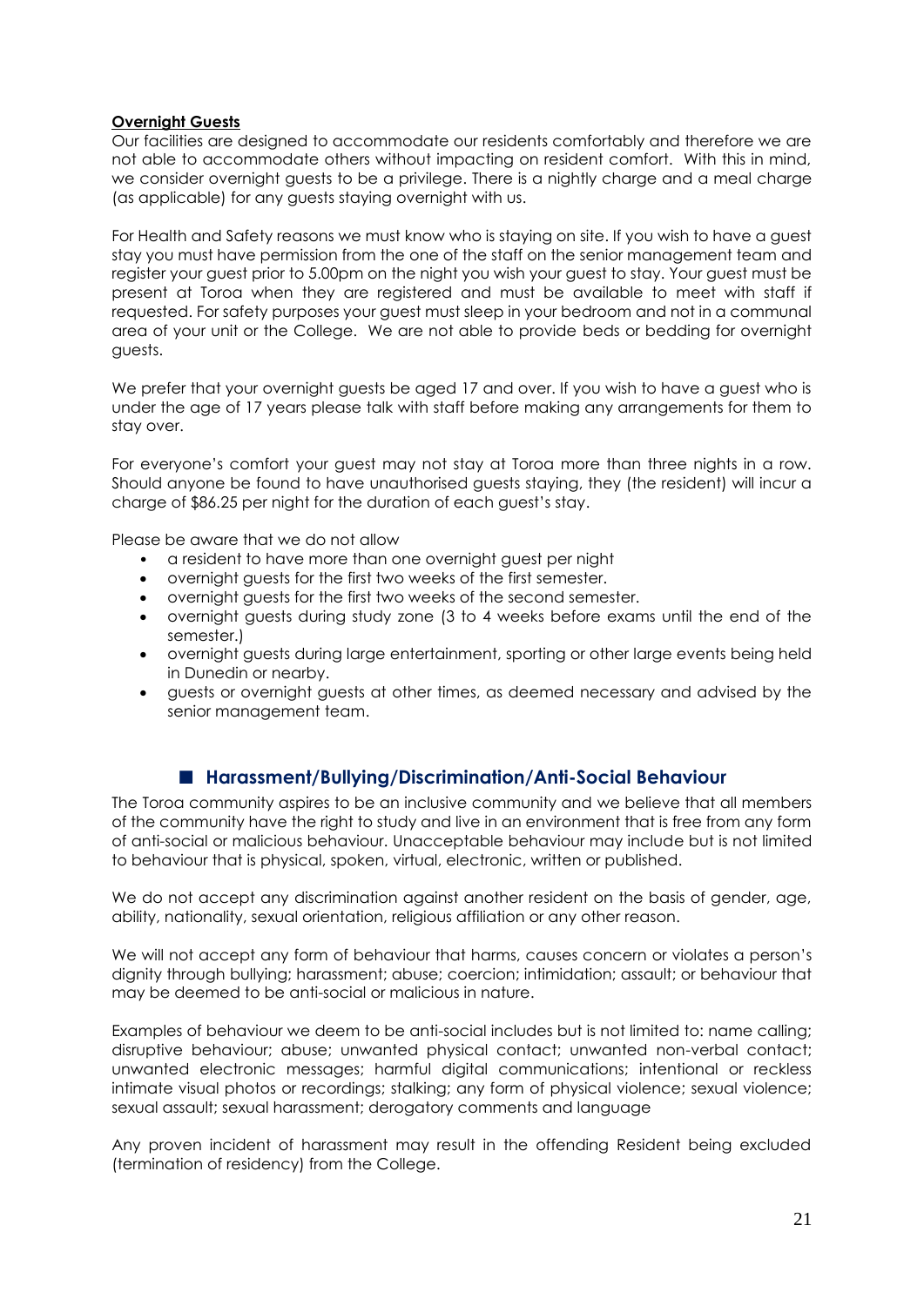**Overnight Guests**

Our facilities are designed to accommodate our residents comfortably and therefore we are not able to accommodate others without impacting on resident comfort. With this in mind, we consider overnight guests to be a privilege. There is a nightly charge and a meal charge (as applicable) for any guests staying overnight with us.

For Health and Safety reasons we must know who is staying on site. If you wish to have a guest stay you must have permission from the one of the staff on the senior management team and register your guest prior to 5.00pm on the night you wish your guest to stay. Your guest must be present at Toroa when they are registered and must be available to meet with staff if requested. For safety purposes your guest must sleep in your bedroom and not in a communal area of your unit or the College. We are not able to provide beds or bedding for overnight guests.

We prefer that your overnight guests be aged 17 and over. If you wish to have a guest who is under the age of 17 years please talk with staff before making any arrangements for them to stay over.

For everyone's comfort your guest may not stay at Toroa more than three nights in a row. Should anyone be found to have unauthorised guests staying, they (the resident) will incur a charge of $86.25 per night for the duration of each guest's stay.

Please be aware that we do not allow

- a resident to have more than one overnight guest per night
- overnight guests for the first two weeks of the first semester.
- overnight guests for the first two weeks of the second semester.
- overnight guests during study zone (3 to 4 weeks before exams until the end of the semester.)
- overnight guests during large entertainment, sporting or other large events being held in Dunedin or nearby.
- guests or overnight guests at other times, as deemed necessary and advised by the senior management team.

## Harassment/Bullying/Discrimination/Anti-Social Behaviour

The Toroa community aspires to be an inclusive community and we believe that all members of the community have the right to study and live in an environment that is free from any form of anti-social or malicious behaviour. Unacceptable behaviour may include but is not limited to behaviour that is physical, spoken, virtual, electronic, written or published.

We do not accept any discrimination against another resident on the basis of gender, age, ability, nationality, sexual orientation, religious affiliation or any other reason.

We will not accept any form of behaviour that harms, causes concern or violates a person's dignity through bullying; harassment; abuse; coercion; intimidation; assault; or behaviour that may be deemed to be anti-social or malicious in nature.

Examples of behaviour we deem to be anti-social includes but is not limited to: name calling; disruptive behaviour; abuse; unwanted physical contact; unwanted non-verbal contact; unwanted electronic messages; harmful digital communications; intentional or reckless intimate visual photos or recordings; stalking; any form of physical violence; sexual violence; sexual assault; sexual harassment; derogatory comments and language

Any proven incident of harassment may result in the offending Resident being excluded (termination of residency) from the College.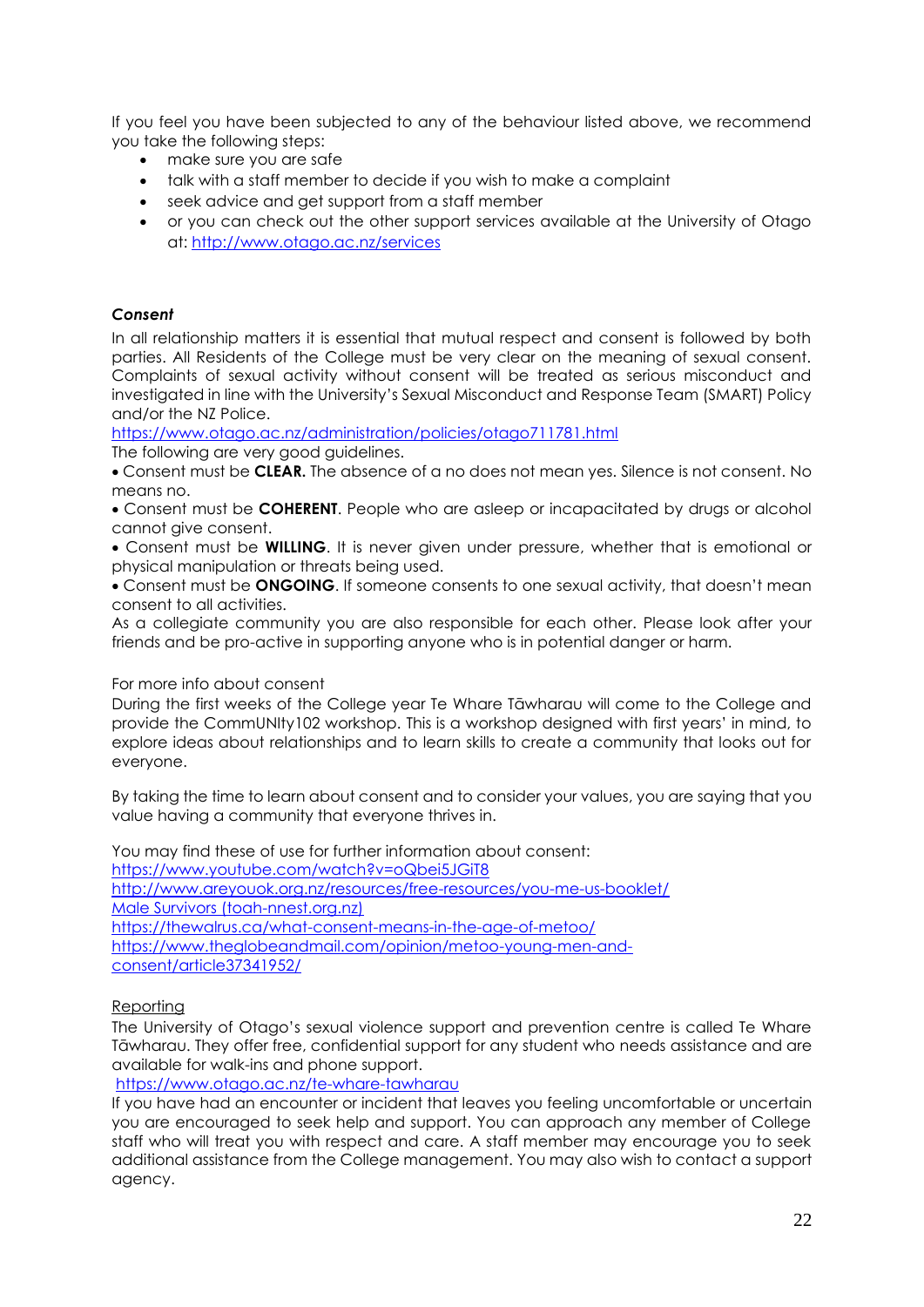If you feel you have been subjected to any of the behaviour listed above, we recommend you take the following steps:

- make sure you are safe
- talk with a staff member to decide if you wish to make a complaint
- seek advice and get support from a staff member
- or you can check out the other support services available at the University of Otago at: http://www.otago.ac.nz/services

***Consent***

In all relationship matters it is essential that mutual respect and consent is followed by both parties. All Residents of the College must be very clear on the meaning of sexual consent. Complaints of sexual activity without consent will be treated as serious misconduct and investigated in line with the University's Sexual Misconduct and Response Team (SMART) Policy and/or the NZ Police.

https://www.otago.ac.nz/administration/policies/otago711781.html

The following are very good guidelines.

- Consent must be **CLEAR.** The absence of a no does not mean yes. Silence is not consent. No means no.
- Consent must be **COHERENT**. People who are asleep or incapacitated by drugs or alcohol cannot give consent.
- Consent must be **WILLING**. It is never given under pressure, whether that is emotional or physical manipulation or threats being used.
- Consent must be **ONGOING**. If someone consents to one sexual activity, that doesn't mean consent to all activities.

As a collegiate community you are also responsible for each other. Please look after your friends and be pro-active in supporting anyone who is in potential danger or harm.

For more info about consent

During the first weeks of the College year Te Whare Tāwharau will come to the College and provide the CommUNIty102 workshop. This is a workshop designed with first years' in mind, to explore ideas about relationships and to learn skills to create a community that looks out for everyone.

By taking the time to learn about consent and to consider your values, you are saying that you value having a community that everyone thrives in.

You may find these of use for further information about consent:

https://www.youtube.com/watch?v=oQbei5JGiT8

http://www.areyouok.org.nz/resources/free-resources/you-me-us-booklet/

Male Survivors (toah-nnest.org.nz)

https://thewalrus.ca/what-consent-means-in-the-age-of-metoo/

https://www.theglobeandmail.com/opinion/metoo-young-men-and-consent/article37341952/

Reporting

The University of Otago's sexual violence support and prevention centre is called Te Whare Tāwharau. They offer free, confidential support for any student who needs assistance and are available for walk-ins and phone support.

https://www.otago.ac.nz/te-whare-tawharau

If you have had an encounter or incident that leaves you feeling uncomfortable or uncertain you are encouraged to seek help and support. You can approach any member of College staff who will treat you with respect and care. A staff member may encourage you to seek additional assistance from the College management. You may also wish to contact a support agency.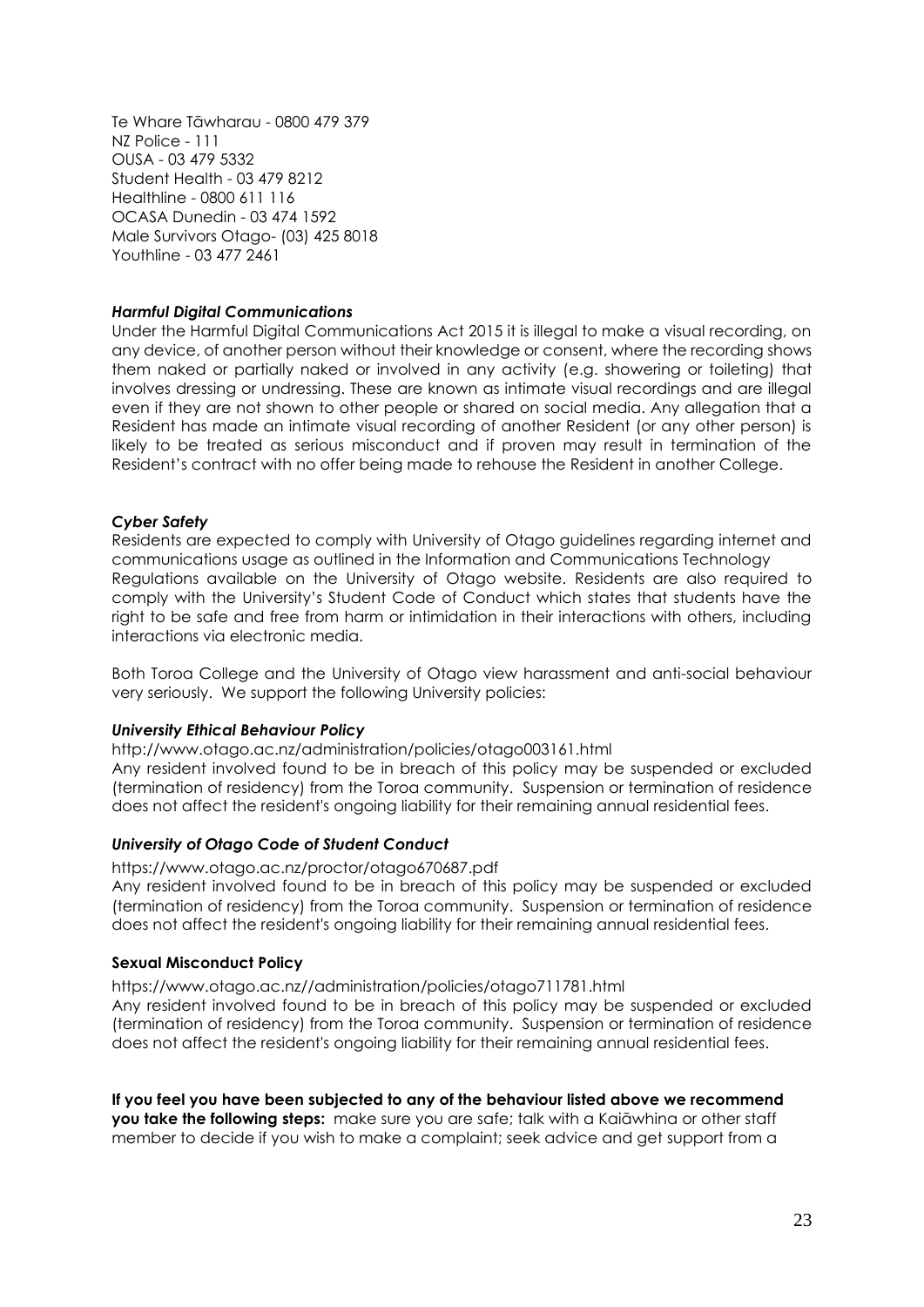Te Whare Tāwharau - 0800 479 379
NZ Police - 111
OUSA - 03 479 5332
Student Health - 03 479 8212
Healthline - 0800 611 116
OCASA Dunedin - 03 474 1592
Male Survivors Otago- (03) 425 8018
Youthline - 03 477 2461

***Harmful Digital Communications***

Under the Harmful Digital Communications Act 2015 it is illegal to make a visual recording, on any device, of another person without their knowledge or consent, where the recording shows them naked or partially naked or involved in any activity (e.g. showering or toileting) that involves dressing or undressing. These are known as intimate visual recordings and are illegal even if they are not shown to other people or shared on social media. Any allegation that a Resident has made an intimate visual recording of another Resident (or any other person) is likely to be treated as serious misconduct and if proven may result in termination of the Resident's contract with no offer being made to rehouse the Resident in another College.

***Cyber Safety***

Residents are expected to comply with University of Otago guidelines regarding internet and communications usage as outlined in the Information and Communications Technology Regulations available on the University of Otago website. Residents are also required to comply with the University's Student Code of Conduct which states that students have the right to be safe and free from harm or intimidation in their interactions with others, including interactions via electronic media.

Both Toroa College and the University of Otago view harassment and anti-social behaviour very seriously. We support the following University policies:

***University Ethical Behaviour Policy***

http://www.otago.ac.nz/administration/policies/otago003161.html
Any resident involved found to be in breach of this policy may be suspended or excluded (termination of residency) from the Toroa community. Suspension or termination of residence does not affect the resident's ongoing liability for their remaining annual residential fees.

***University of Otago Code of Student Conduct***

https://www.otago.ac.nz/proctor/otago670687.pdf
Any resident involved found to be in breach of this policy may be suspended or excluded (termination of residency) from the Toroa community. Suspension or termination of residence does not affect the resident's ongoing liability for their remaining annual residential fees.

**Sexual Misconduct Policy**

https://www.otago.ac.nz//administration/policies/otago711781.html
Any resident involved found to be in breach of this policy may be suspended or excluded (termination of residency) from the Toroa community. Suspension or termination of residence does not affect the resident's ongoing liability for their remaining annual residential fees.

**If you feel you have been subjected to any of the behaviour listed above we recommend you take the following steps:** make sure you are safe; talk with a Kaiāwhina or other staff member to decide if you wish to make a complaint; seek advice and get support from a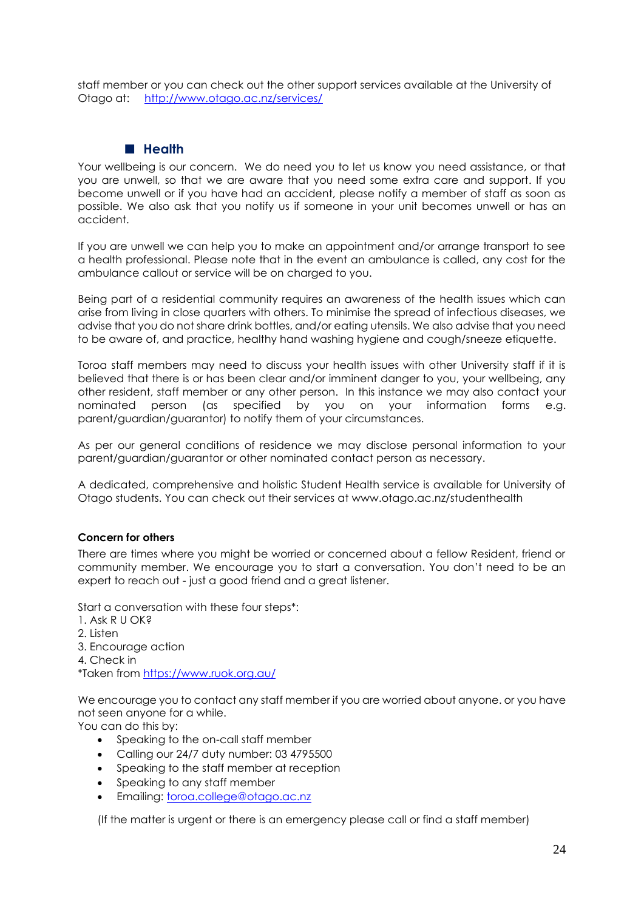staff member or you can check out the other support services available at the University of Otago at: http://www.otago.ac.nz/services/

## Health

Your wellbeing is our concern. We do need you to let us know you need assistance, or that you are unwell, so that we are aware that you need some extra care and support. If you become unwell or if you have had an accident, please notify a member of staff as soon as possible. We also ask that you notify us if someone in your unit becomes unwell or has an accident.

If you are unwell we can help you to make an appointment and/or arrange transport to see a health professional. Please note that in the event an ambulance is called, any cost for the ambulance callout or service will be on charged to you.

Being part of a residential community requires an awareness of the health issues which can arise from living in close quarters with others. To minimise the spread of infectious diseases, we advise that you do not share drink bottles, and/or eating utensils. We also advise that you need to be aware of, and practice, healthy hand washing hygiene and cough/sneeze etiquette.

Toroa staff members may need to discuss your health issues with other University staff if it is believed that there is or has been clear and/or imminent danger to you, your wellbeing, any other resident, staff member or any other person. In this instance we may also contact your nominated person (as specified by you on your information forms e.g. parent/guardian/guarantor) to notify them of your circumstances.

As per our general conditions of residence we may disclose personal information to your parent/guardian/guarantor or other nominated contact person as necessary.

A dedicated, comprehensive and holistic Student Health service is available for University of Otago students. You can check out their services at www.otago.ac.nz/studenthealth

**Concern for others**

There are times where you might be worried or concerned about a fellow Resident, friend or community member. We encourage you to start a conversation. You don't need to be an expert to reach out - just a good friend and a great listener.

Start a conversation with these four steps*:

1. Ask R U OK?
2. Listen
3. Encourage action
4. Check in

*Taken from https://www.ruok.org.au/

We encourage you to contact any staff member if you are worried about anyone. or you have not seen anyone for a while.
You can do this by:

- Speaking to the on-call staff member
- Calling our 24/7 duty number: 03 4795500
- Speaking to the staff member at reception
- Speaking to any staff member
- Emailing: toroa.college@otago.ac.nz

(If the matter is urgent or there is an emergency please call or find a staff member)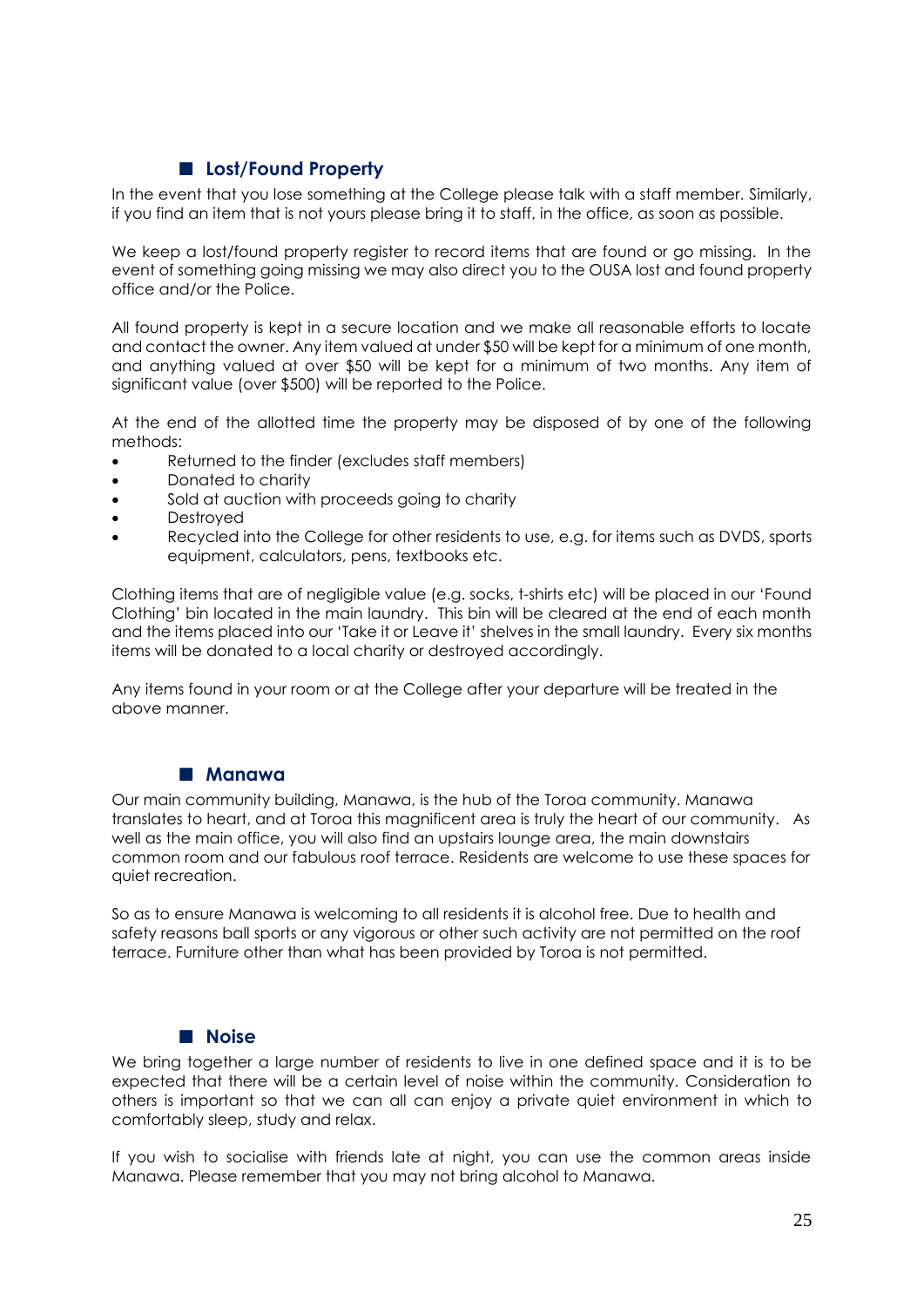## ■ Lost/Found Property

In the event that you lose something at the College please talk with a staff member. Similarly, if you find an item that is not yours please bring it to staff, in the office, as soon as possible.

We keep a lost/found property register to record items that are found or go missing. In the event of something going missing we may also direct you to the OUSA lost and found property office and/or the Police.

All found property is kept in a secure location and we make all reasonable efforts to locate and contact the owner. Any item valued at under $50 will be kept for a minimum of one month, and anything valued at over $50 will be kept for a minimum of two months. Any item of significant value (over $500) will be reported to the Police.

At the end of the allotted time the property may be disposed of by one of the following methods:

- Returned to the finder (excludes staff members)
- Donated to charity
- Sold at auction with proceeds going to charity
- Destroyed
- Recycled into the College for other residents to use, e.g. for items such as DVDS, sports equipment, calculators, pens, textbooks etc.

Clothing items that are of negligible value (e.g. socks, t-shirts etc) will be placed in our 'Found Clothing' bin located in the main laundry. This bin will be cleared at the end of each month and the items placed into our 'Take it or Leave it' shelves in the small laundry. Every six months items will be donated to a local charity or destroyed accordingly.

Any items found in your room or at the College after your departure will be treated in the above manner.

## ■ Manawa

Our main community building, Manawa, is the hub of the Toroa community. Manawa translates to heart, and at Toroa this magnificent area is truly the heart of our community. As well as the main office, you will also find an upstairs lounge area, the main downstairs common room and our fabulous roof terrace. Residents are welcome to use these spaces for quiet recreation.

So as to ensure Manawa is welcoming to all residents it is alcohol free. Due to health and safety reasons ball sports or any vigorous or other such activity are not permitted on the roof terrace. Furniture other than what has been provided by Toroa is not permitted.

## ■ Noise

We bring together a large number of residents to live in one defined space and it is to be expected that there will be a certain level of noise within the community. Consideration to others is important so that we can all can enjoy a private quiet environment in which to comfortably sleep, study and relax.

If you wish to socialise with friends late at night, you can use the common areas inside Manawa. Please remember that you may not bring alcohol to Manawa.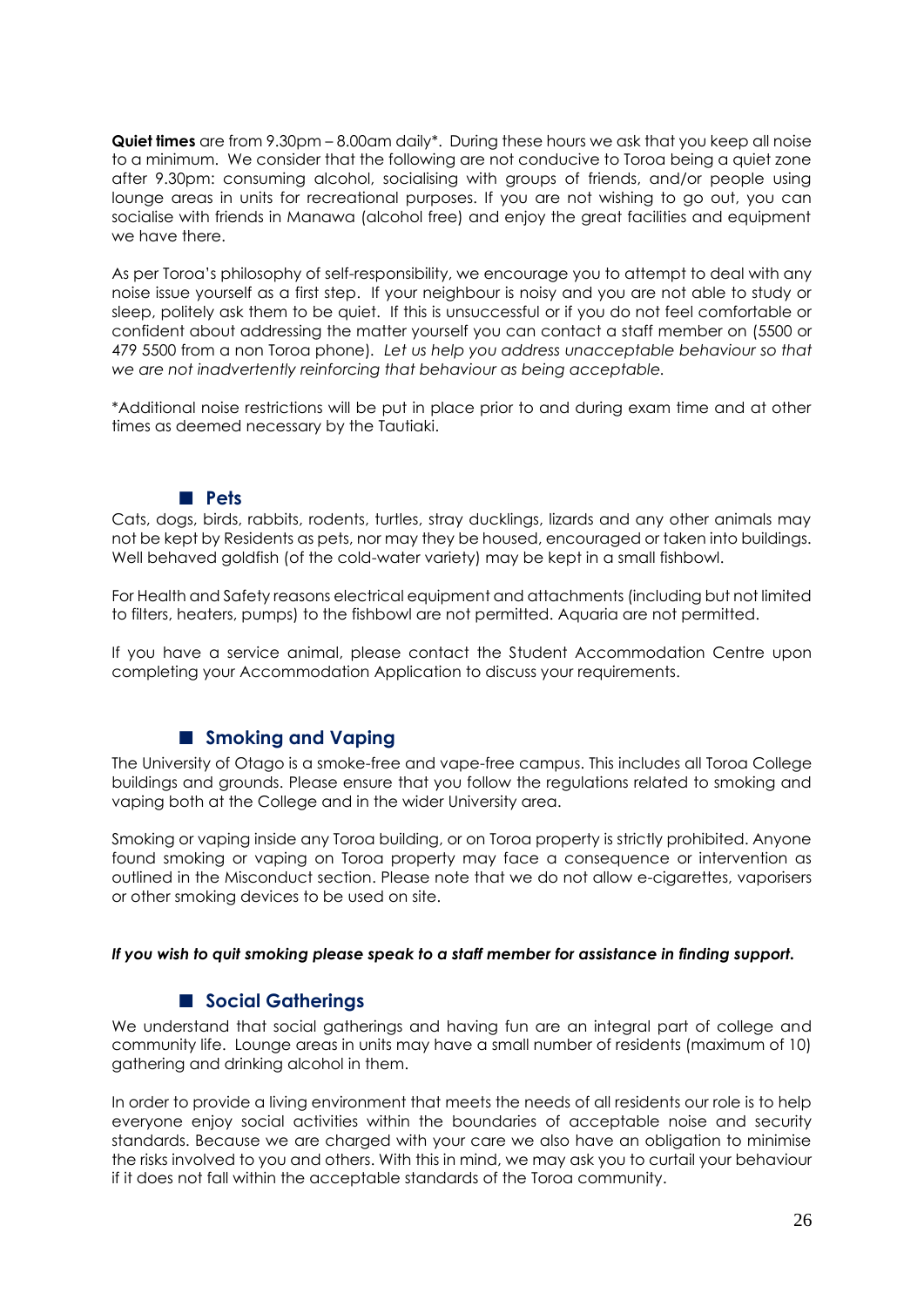**Quiet times** are from 9.30pm – 8.00am daily*. During these hours we ask that you keep all noise to a minimum. We consider that the following are not conducive to Toroa being a quiet zone after 9.30pm: consuming alcohol, socialising with groups of friends, and/or people using lounge areas in units for recreational purposes. If you are not wishing to go out, you can socialise with friends in Manawa (alcohol free) and enjoy the great facilities and equipment we have there.

As per Toroa's philosophy of self-responsibility, we encourage you to attempt to deal with any noise issue yourself as a first step. If your neighbour is noisy and you are not able to study or sleep, politely ask them to be quiet. If this is unsuccessful or if you do not feel comfortable or confident about addressing the matter yourself you can contact a staff member on (5500 or 479 5500 from a non Toroa phone). *Let us help you address unacceptable behaviour so that we are not inadvertently reinforcing that behaviour as being acceptable.*

*Additional noise restrictions will be put in place prior to and during exam time and at other times as deemed necessary by the Tautiaki.

## Pets

Cats, dogs, birds, rabbits, rodents, turtles, stray ducklings, lizards and any other animals may not be kept by Residents as pets, nor may they be housed, encouraged or taken into buildings. Well behaved goldfish (of the cold-water variety) may be kept in a small fishbowl.

For Health and Safety reasons electrical equipment and attachments (including but not limited to filters, heaters, pumps) to the fishbowl are not permitted. Aquaria are not permitted.

If you have a service animal, please contact the Student Accommodation Centre upon completing your Accommodation Application to discuss your requirements.

## Smoking and Vaping

The University of Otago is a smoke-free and vape-free campus. This includes all Toroa College buildings and grounds. Please ensure that you follow the regulations related to smoking and vaping both at the College and in the wider University area.

Smoking or vaping inside any Toroa building, or on Toroa property is strictly prohibited. Anyone found smoking or vaping on Toroa property may face a consequence or intervention as outlined in the Misconduct section. Please note that we do not allow e-cigarettes, vaporisers or other smoking devices to be used on site.

***If you wish to quit smoking please speak to a staff member for assistance in finding support.***

## Social Gatherings

We understand that social gatherings and having fun are an integral part of college and community life. Lounge areas in units may have a small number of residents (maximum of 10) gathering and drinking alcohol in them.

In order to provide a living environment that meets the needs of all residents our role is to help everyone enjoy social activities within the boundaries of acceptable noise and security standards. Because we are charged with your care we also have an obligation to minimise the risks involved to you and others. With this in mind, we may ask you to curtail your behaviour if it does not fall within the acceptable standards of the Toroa community.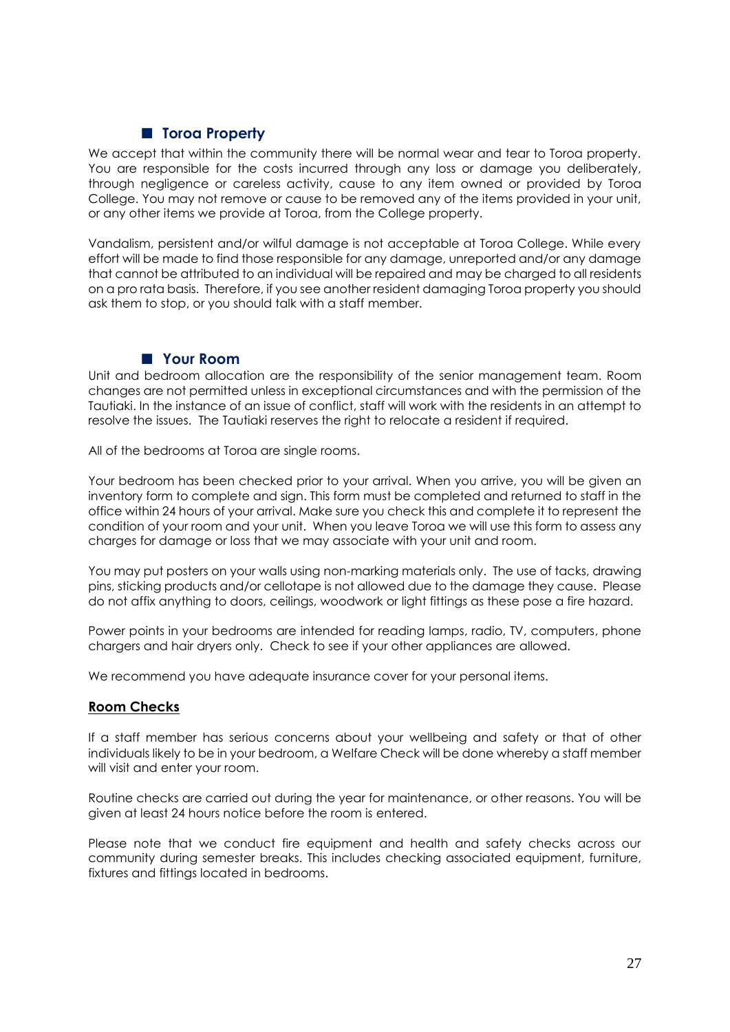## Toroa Property

We accept that within the community there will be normal wear and tear to Toroa property. You are responsible for the costs incurred through any loss or damage you deliberately, through negligence or careless activity, cause to any item owned or provided by Toroa College. You may not remove or cause to be removed any of the items provided in your unit, or any other items we provide at Toroa, from the College property.

Vandalism, persistent and/or wilful damage is not acceptable at Toroa College. While every effort will be made to find those responsible for any damage, unreported and/or any damage that cannot be attributed to an individual will be repaired and may be charged to all residents on a pro rata basis. Therefore, if you see another resident damaging Toroa property you should ask them to stop, or you should talk with a staff member.

## Your Room

Unit and bedroom allocation are the responsibility of the senior management team. Room changes are not permitted unless in exceptional circumstances and with the permission of the Tautiaki. In the instance of an issue of conflict, staff will work with the residents in an attempt to resolve the issues. The Tautiaki reserves the right to relocate a resident if required.

All of the bedrooms at Toroa are single rooms.

Your bedroom has been checked prior to your arrival. When you arrive, you will be given an inventory form to complete and sign. This form must be completed and returned to staff in the office within 24 hours of your arrival. Make sure you check this and complete it to represent the condition of your room and your unit. When you leave Toroa we will use this form to assess any charges for damage or loss that we may associate with your unit and room.

You may put posters on your walls using non-marking materials only. The use of tacks, drawing pins, sticking products and/or cellotape is not allowed due to the damage they cause. Please do not affix anything to doors, ceilings, woodwork or light fittings as these pose a fire hazard.

Power points in your bedrooms are intended for reading lamps, radio, TV, computers, phone chargers and hair dryers only. Check to see if your other appliances are allowed.

We recommend you have adequate insurance cover for your personal items.

### Room Checks

If a staff member has serious concerns about your wellbeing and safety or that of other individuals likely to be in your bedroom, a Welfare Check will be done whereby a staff member will visit and enter your room.

Routine checks are carried out during the year for maintenance, or other reasons. You will be given at least 24 hours notice before the room is entered.

Please note that we conduct fire equipment and health and safety checks across our community during semester breaks. This includes checking associated equipment, furniture, fixtures and fittings located in bedrooms.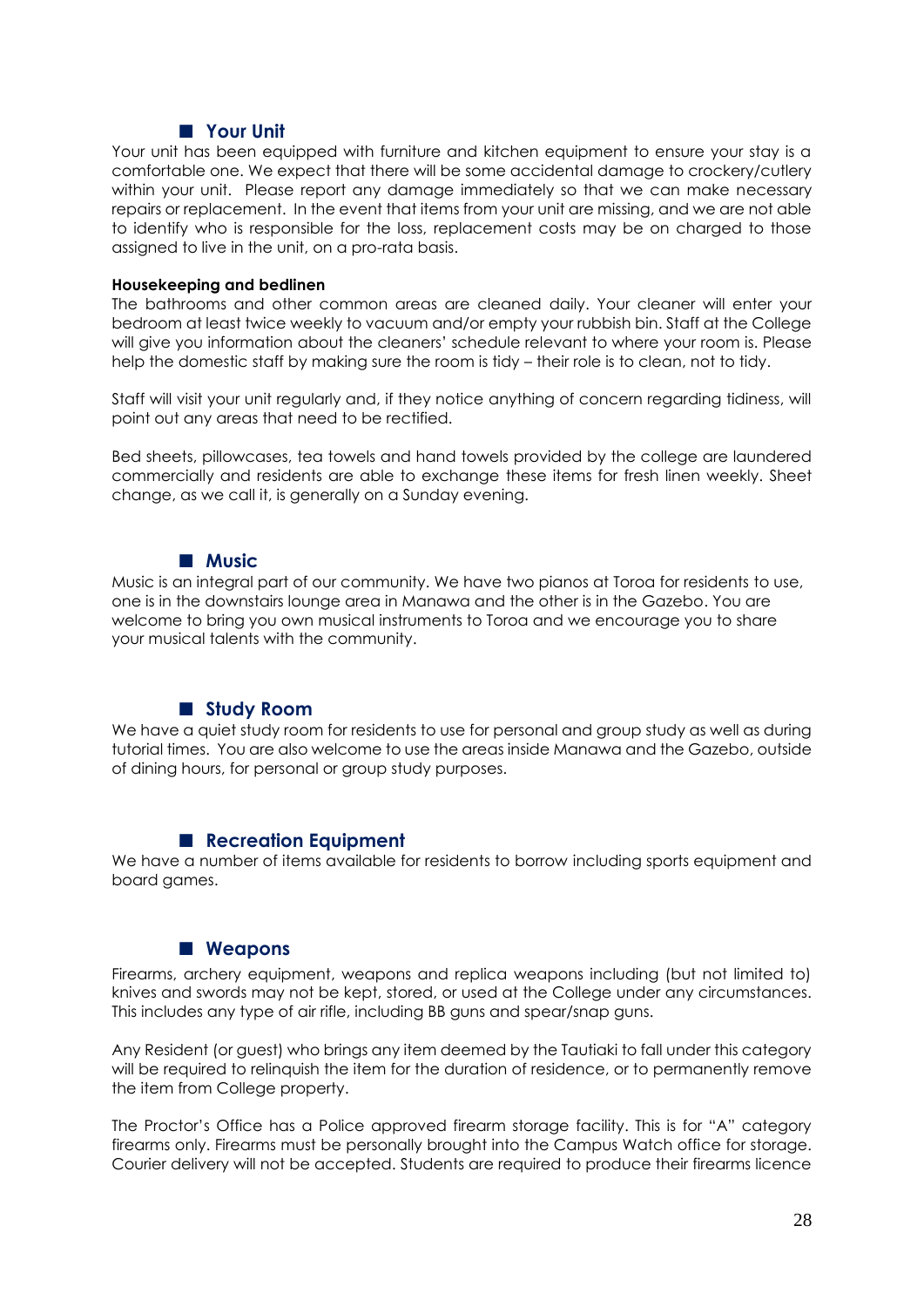## Your Unit

Your unit has been equipped with furniture and kitchen equipment to ensure your stay is a comfortable one. We expect that there will be some accidental damage to crockery/cutlery within your unit. Please report any damage immediately so that we can make necessary repairs or replacement. In the event that items from your unit are missing, and we are not able to identify who is responsible for the loss, replacement costs may be on charged to those assigned to live in the unit, on a pro-rata basis.

**Housekeeping and bedlinen**

The bathrooms and other common areas are cleaned daily. Your cleaner will enter your bedroom at least twice weekly to vacuum and/or empty your rubbish bin. Staff at the College will give you information about the cleaners' schedule relevant to where your room is. Please help the domestic staff by making sure the room is tidy – their role is to clean, not to tidy.

Staff will visit your unit regularly and, if they notice anything of concern regarding tidiness, will point out any areas that need to be rectified.

Bed sheets, pillowcases, tea towels and hand towels provided by the college are laundered commercially and residents are able to exchange these items for fresh linen weekly. Sheet change, as we call it, is generally on a Sunday evening.

## Music

Music is an integral part of our community. We have two pianos at Toroa for residents to use, one is in the downstairs lounge area in Manawa and the other is in the Gazebo. You are welcome to bring you own musical instruments to Toroa and we encourage you to share your musical talents with the community.

## Study Room

We have a quiet study room for residents to use for personal and group study as well as during tutorial times. You are also welcome to use the areas inside Manawa and the Gazebo, outside of dining hours, for personal or group study purposes.

## Recreation Equipment

We have a number of items available for residents to borrow including sports equipment and board games.

## Weapons

Firearms, archery equipment, weapons and replica weapons including (but not limited to) knives and swords may not be kept, stored, or used at the College under any circumstances. This includes any type of air rifle, including BB guns and spear/snap guns.

Any Resident (or guest) who brings any item deemed by the Tautiaki to fall under this category will be required to relinquish the item for the duration of residence, or to permanently remove the item from College property.

The Proctor's Office has a Police approved firearm storage facility. This is for "A" category firearms only. Firearms must be personally brought into the Campus Watch office for storage. Courier delivery will not be accepted. Students are required to produce their firearms licence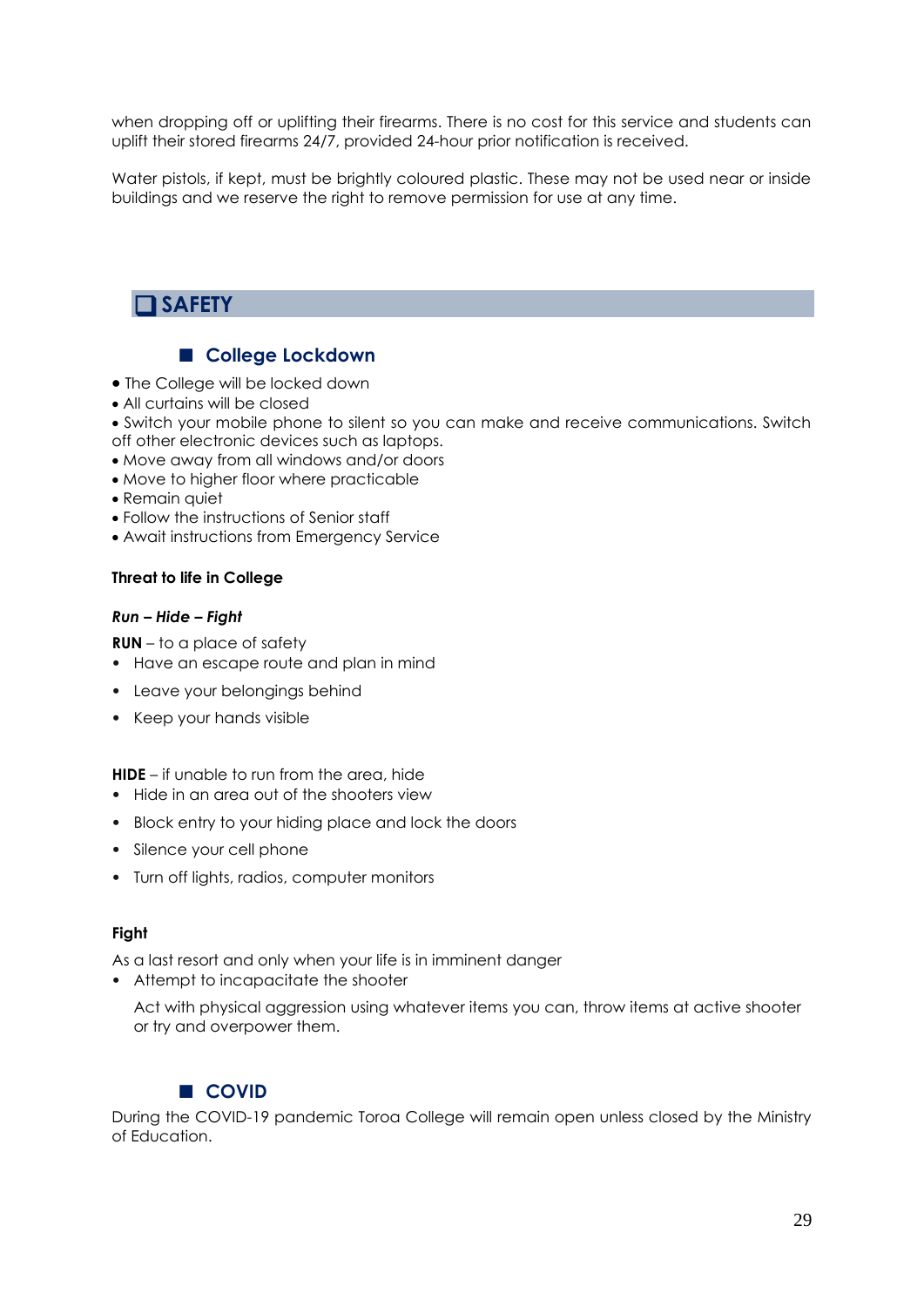when dropping off or uplifting their firearms. There is no cost for this service and students can uplift their stored firearms 24/7, provided 24-hour prior notification is received.

Water pistols, if kept, must be brightly coloured plastic. These may not be used near or inside buildings and we reserve the right to remove permission for use at any time.

# SAFETY

## College Lockdown

- The College will be locked down
- All curtains will be closed
- Switch your mobile phone to silent so you can make and receive communications. Switch off other electronic devices such as laptops.
- Move away from all windows and/or doors
- Move to higher floor where practicable
- Remain quiet
- Follow the instructions of Senior staff
- Await instructions from Emergency Service

**Threat to life in College**

***Run – Hide – Fight***

**RUN** – to a place of safety

- Have an escape route and plan in mind
- Leave your belongings behind
- Keep your hands visible

**HIDE** – if unable to run from the area, hide

- Hide in an area out of the shooters view
- Block entry to your hiding place and lock the doors
- Silence your cell phone
- Turn off lights, radios, computer monitors

**Fight**

As a last resort and only when your life is in imminent danger

- Attempt to incapacitate the shooter

  Act with physical aggression using whatever items you can, throw items at active shooter or try and overpower them.

## COVID

During the COVID-19 pandemic Toroa College will remain open unless closed by the Ministry of Education.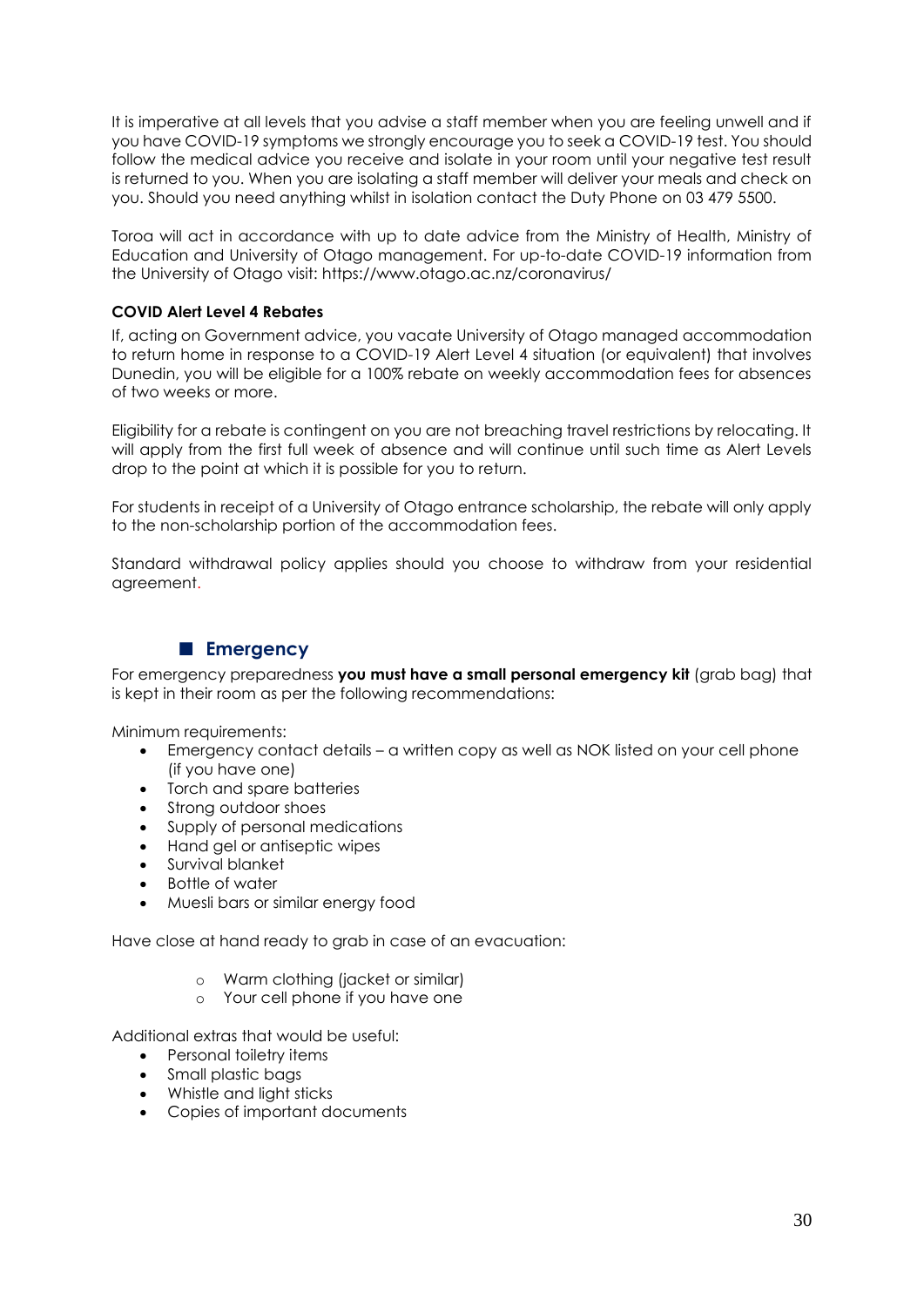It is imperative at all levels that you advise a staff member when you are feeling unwell and if you have COVID-19 symptoms we strongly encourage you to seek a COVID-19 test. You should follow the medical advice you receive and isolate in your room until your negative test result is returned to you. When you are isolating a staff member will deliver your meals and check on you. Should you need anything whilst in isolation contact the Duty Phone on 03 479 5500.

Toroa will act in accordance with up to date advice from the Ministry of Health, Ministry of Education and University of Otago management. For up-to-date COVID-19 information from the University of Otago visit: https://www.otago.ac.nz/coronavirus/

**COVID Alert Level 4 Rebates**

If, acting on Government advice, you vacate University of Otago managed accommodation to return home in response to a COVID-19 Alert Level 4 situation (or equivalent) that involves Dunedin, you will be eligible for a 100% rebate on weekly accommodation fees for absences of two weeks or more.

Eligibility for a rebate is contingent on you are not breaching travel restrictions by relocating. It will apply from the first full week of absence and will continue until such time as Alert Levels drop to the point at which it is possible for you to return.

For students in receipt of a University of Otago entrance scholarship, the rebate will only apply to the non-scholarship portion of the accommodation fees.

Standard withdrawal policy applies should you choose to withdraw from your residential agreement.

## Emergency

For emergency preparedness **you must have a small personal emergency kit** (grab bag) that is kept in their room as per the following recommendations:

Minimum requirements:

- Emergency contact details – a written copy as well as NOK listed on your cell phone (if you have one)
- Torch and spare batteries
- Strong outdoor shoes
- Supply of personal medications
- Hand gel or antiseptic wipes
- Survival blanket
- Bottle of water
- Muesli bars or similar energy food

Have close at hand ready to grab in case of an evacuation:

- Warm clothing (jacket or similar)
- Your cell phone if you have one

Additional extras that would be useful:

- Personal toiletry items
- Small plastic bags
- Whistle and light sticks
- Copies of important documents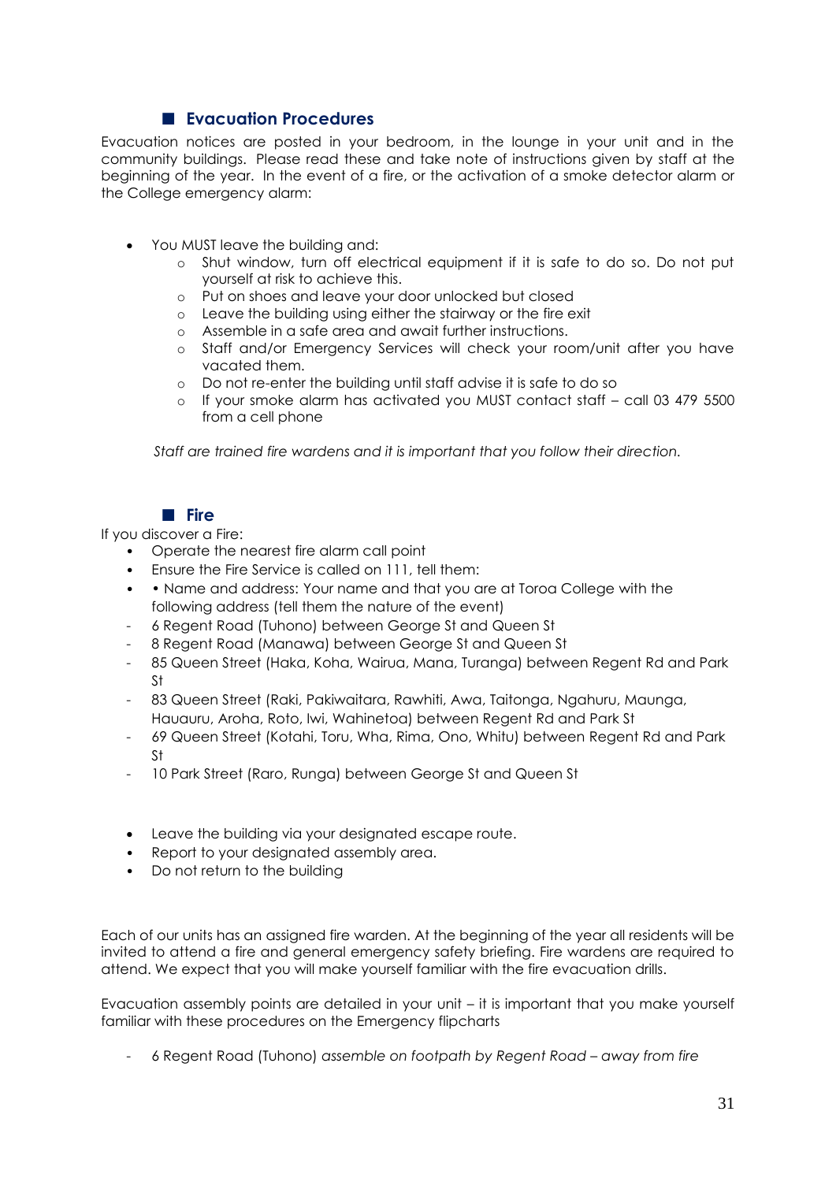## ■ Evacuation Procedures

Evacuation notices are posted in your bedroom, in the lounge in your unit and in the community buildings. Please read these and take note of instructions given by staff at the beginning of the year. In the event of a fire, or the activation of a smoke detector alarm or the College emergency alarm:

- You MUST leave the building and:
  - Shut window, turn off electrical equipment if it is safe to do so. Do not put yourself at risk to achieve this.
  - Put on shoes and leave your door unlocked but closed
  - Leave the building using either the stairway or the fire exit
  - Assemble in a safe area and await further instructions.
  - Staff and/or Emergency Services will check your room/unit after you have vacated them.
  - Do not re-enter the building until staff advise it is safe to do so
  - If your smoke alarm has activated you MUST contact staff – call 03 479 5500 from a cell phone

*Staff are trained fire wardens and it is important that you follow their direction.*

## ■ Fire

If you discover a Fire:

- Operate the nearest fire alarm call point
- Ensure the Fire Service is called on 111, tell them:
- • Name and address: Your name and that you are at Toroa College with the following address (tell them the nature of the event)

- 6 Regent Road (Tuhono) between George St and Queen St
- 8 Regent Road (Manawa) between George St and Queen St
- 85 Queen Street (Haka, Koha, Wairua, Mana, Turanga) between Regent Rd and Park St
- 83 Queen Street (Raki, Pakiwaitara, Rawhiti, Awa, Taitonga, Ngahuru, Maunga, Hauauru, Aroha, Roto, Iwi, Wahinetoa) between Regent Rd and Park St
- 69 Queen Street (Kotahi, Toru, Wha, Rima, Ono, Whitu) between Regent Rd and Park St
- 10 Park Street (Raro, Runga) between George St and Queen St

- Leave the building via your designated escape route.
- Report to your designated assembly area.
- Do not return to the building

Each of our units has an assigned fire warden. At the beginning of the year all residents will be invited to attend a fire and general emergency safety briefing. Fire wardens are required to attend. We expect that you will make yourself familiar with the fire evacuation drills.

Evacuation assembly points are detailed in your unit – it is important that you make yourself familiar with these procedures on the Emergency flipcharts

- 6 Regent Road (Tuhono) *assemble on footpath by Regent Road – away from fire*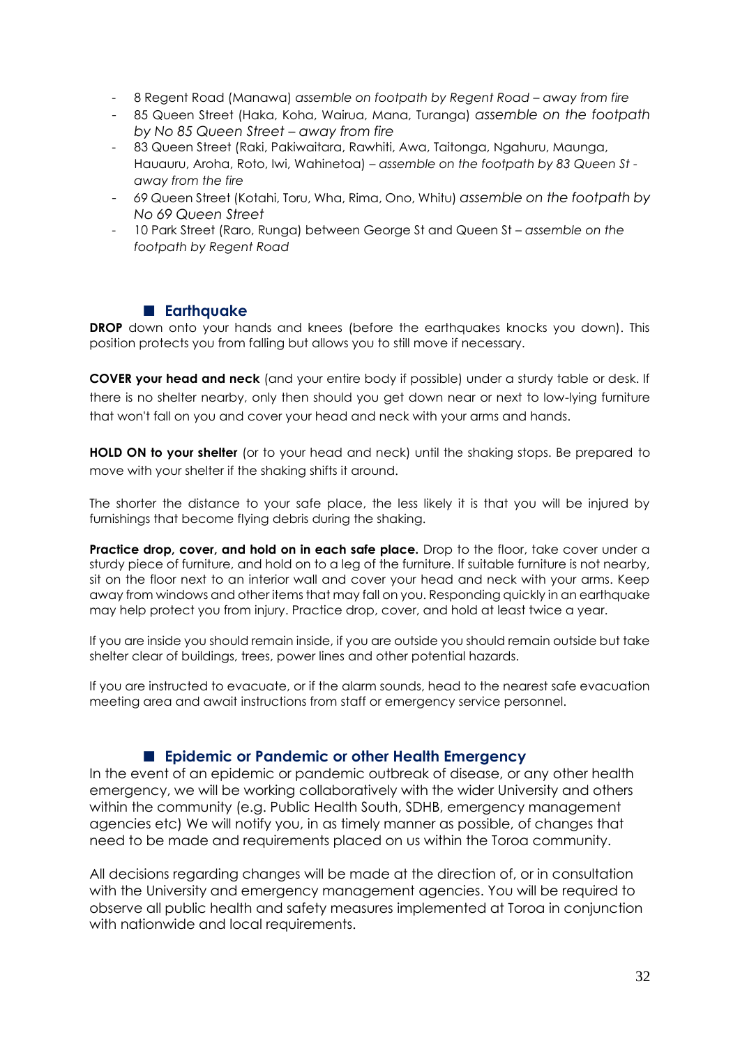- 8 Regent Road (Manawa) *assemble on footpath by Regent Road – away from fire*
- 85 Queen Street (Haka, Koha, Wairua, Mana, Turanga) *assemble on the footpath by No 85 Queen Street – away from fire*
- 83 Queen Street (Raki, Pakiwaitara, Rawhiti, Awa, Taitonga, Ngahuru, Maunga, Hauauru, Aroha, Roto, Iwi, Wahinetoa) – *assemble on the footpath by 83 Queen St - away from the fire*
- *69* Queen Street (Kotahi, Toru, Wha, Rima, Ono, Whitu) *assemble on the footpath by No 69 Queen Street*
- 10 Park Street (Raro, Runga) between George St and Queen St – *assemble on the footpath by Regent Road*

## Earthquake

**DROP** down onto your hands and knees (before the earthquakes knocks you down). This position protects you from falling but allows you to still move if necessary.

**COVER your head and neck** (and your entire body if possible) under a sturdy table or desk. If there is no shelter nearby, only then should you get down near or next to low-lying furniture that won't fall on you and cover your head and neck with your arms and hands.

**HOLD ON to your shelter** (or to your head and neck) until the shaking stops. Be prepared to move with your shelter if the shaking shifts it around.

The shorter the distance to your safe place, the less likely it is that you will be injured by furnishings that become flying debris during the shaking.

**Practice drop, cover, and hold on in each safe place.** Drop to the floor, take cover under a sturdy piece of furniture, and hold on to a leg of the furniture. If suitable furniture is not nearby, sit on the floor next to an interior wall and cover your head and neck with your arms. Keep away from windows and other items that may fall on you. Responding quickly in an earthquake may help protect you from injury. Practice drop, cover, and hold at least twice a year.

If you are inside you should remain inside, if you are outside you should remain outside but take shelter clear of buildings, trees, power lines and other potential hazards.

If you are instructed to evacuate, or if the alarm sounds, head to the nearest safe evacuation meeting area and await instructions from staff or emergency service personnel.

## Epidemic or Pandemic or other Health Emergency

In the event of an epidemic or pandemic outbreak of disease, or any other health emergency, we will be working collaboratively with the wider University and others within the community (e.g. Public Health South, SDHB, emergency management agencies etc) We will notify you, in as timely manner as possible, of changes that need to be made and requirements placed on us within the Toroa community.

All decisions regarding changes will be made at the direction of, or in consultation with the University and emergency management agencies. You will be required to observe all public health and safety measures implemented at Toroa in conjunction with nationwide and local requirements.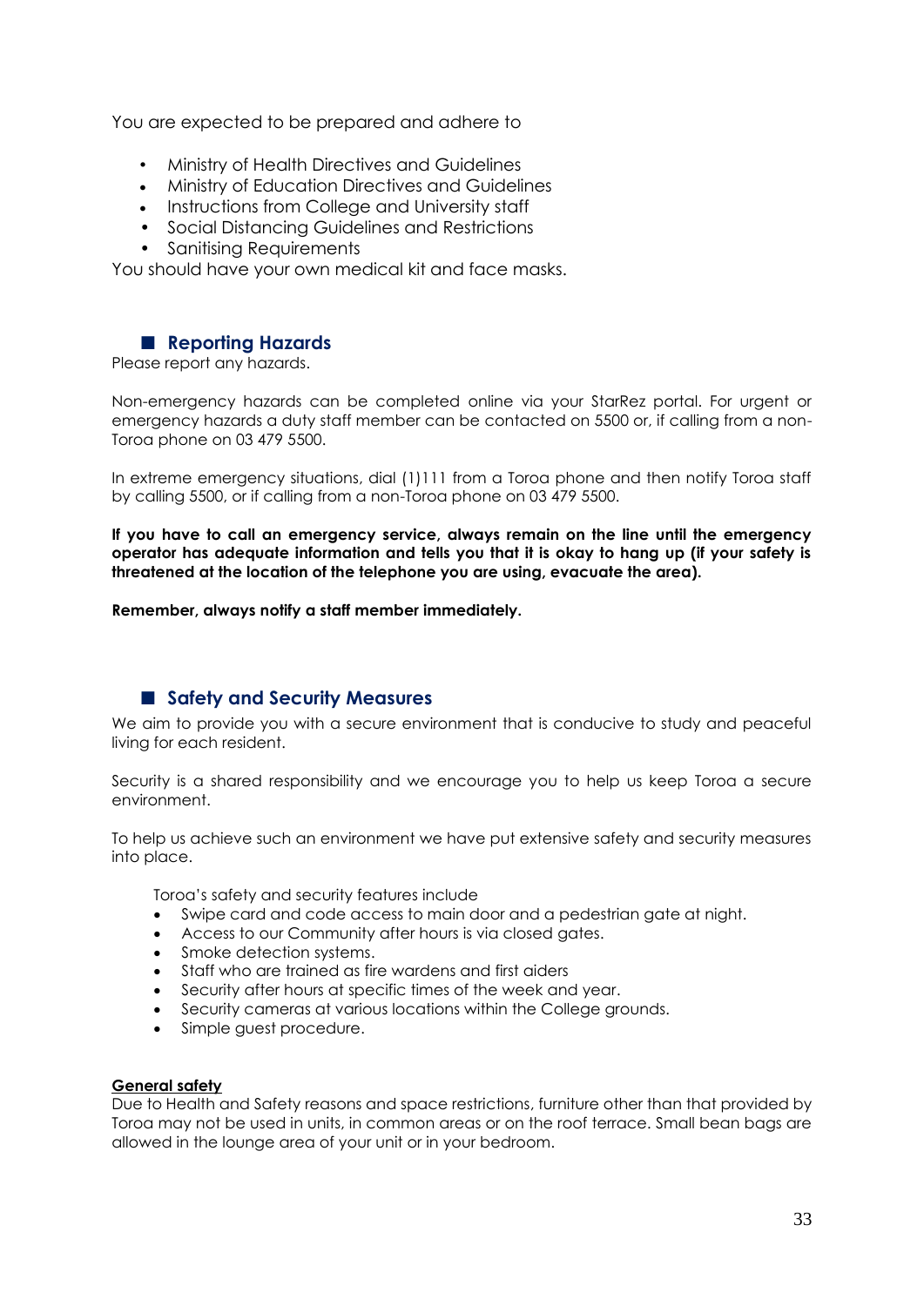You are expected to be prepared and adhere to

- Ministry of Health Directives and Guidelines
- Ministry of Education Directives and Guidelines
- Instructions from College and University staff
- Social Distancing Guidelines and Restrictions
- Sanitising Requirements

You should have your own medical kit and face masks.

## Reporting Hazards

Please report any hazards.

Non-emergency hazards can be completed online via your StarRez portal. For urgent or emergency hazards a duty staff member can be contacted on 5500 or, if calling from a non-Toroa phone on 03 479 5500.

In extreme emergency situations, dial (1)111 from a Toroa phone and then notify Toroa staff by calling 5500, or if calling from a non-Toroa phone on 03 479 5500.

**If you have to call an emergency service, always remain on the line until the emergency operator has adequate information and tells you that it is okay to hang up (if your safety is threatened at the location of the telephone you are using, evacuate the area).**

**Remember, always notify a staff member immediately.**

## Safety and Security Measures

We aim to provide you with a secure environment that is conducive to study and peaceful living for each resident.

Security is a shared responsibility and we encourage you to help us keep Toroa a secure environment.

To help us achieve such an environment we have put extensive safety and security measures into place.

Toroa's safety and security features include

- Swipe card and code access to main door and a pedestrian gate at night.
- Access to our Community after hours is via closed gates.
- Smoke detection systems.
- Staff who are trained as fire wardens and first aiders
- Security after hours at specific times of the week and year.
- Security cameras at various locations within the College grounds.
- Simple guest procedure.

**General safety**

Due to Health and Safety reasons and space restrictions, furniture other than that provided by Toroa may not be used in units, in common areas or on the roof terrace. Small bean bags are allowed in the lounge area of your unit or in your bedroom.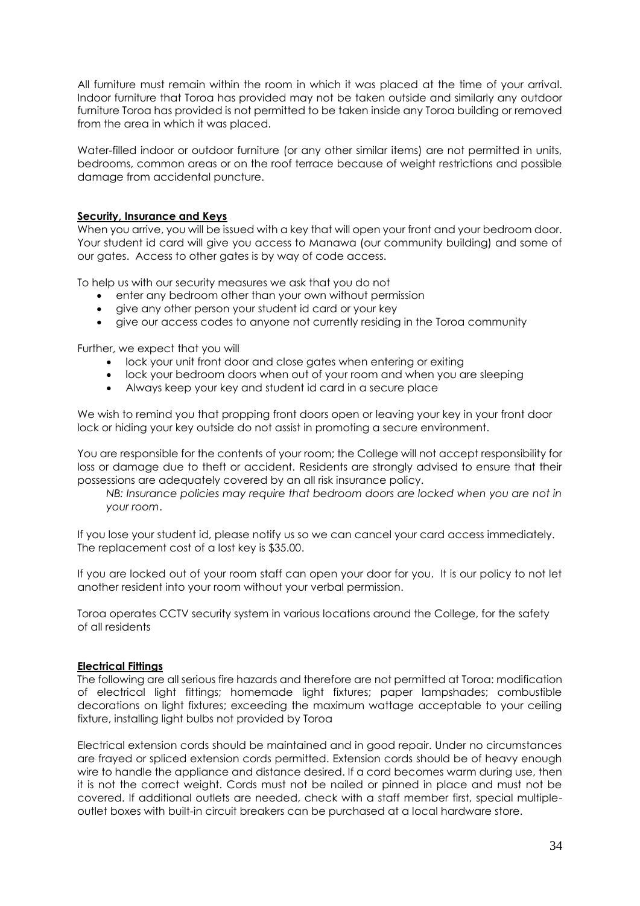All furniture must remain within the room in which it was placed at the time of your arrival. Indoor furniture that Toroa has provided may not be taken outside and similarly any outdoor furniture Toroa has provided is not permitted to be taken inside any Toroa building or removed from the area in which it was placed.

Water-filled indoor or outdoor furniture (or any other similar items) are not permitted in units, bedrooms, common areas or on the roof terrace because of weight restrictions and possible damage from accidental puncture.

## **Security, Insurance and Keys**

When you arrive, you will be issued with a key that will open your front and your bedroom door. Your student id card will give you access to Manawa (our community building) and some of our gates. Access to other gates is by way of code access.

To help us with our security measures we ask that you do not

- enter any bedroom other than your own without permission
- give any other person your student id card or your key
- give our access codes to anyone not currently residing in the Toroa community

Further, we expect that you will

- lock your unit front door and close gates when entering or exiting
- lock your bedroom doors when out of your room and when you are sleeping
- Always keep your key and student id card in a secure place

We wish to remind you that propping front doors open or leaving your key in your front door lock or hiding your key outside do not assist in promoting a secure environment.

You are responsible for the contents of your room; the College will not accept responsibility for loss or damage due to theft or accident. Residents are strongly advised to ensure that their possessions are adequately covered by an all risk insurance policy.

> *NB: Insurance policies may require that bedroom doors are locked when you are not in your room*.

If you lose your student id, please notify us so we can cancel your card access immediately. The replacement cost of a lost key is $35.00.

If you are locked out of your room staff can open your door for you. It is our policy to not let another resident into your room without your verbal permission.

Toroa operates CCTV security system in various locations around the College, for the safety of all residents

## **Electrical Fittings**

The following are all serious fire hazards and therefore are not permitted at Toroa: modification of electrical light fittings; homemade light fixtures; paper lampshades; combustible decorations on light fixtures; exceeding the maximum wattage acceptable to your ceiling fixture, installing light bulbs not provided by Toroa

Electrical extension cords should be maintained and in good repair. Under no circumstances are frayed or spliced extension cords permitted. Extension cords should be of heavy enough wire to handle the appliance and distance desired. If a cord becomes warm during use, then it is not the correct weight. Cords must not be nailed or pinned in place and must not be covered. If additional outlets are needed, check with a staff member first, special multiple-outlet boxes with built-in circuit breakers can be purchased at a local hardware store.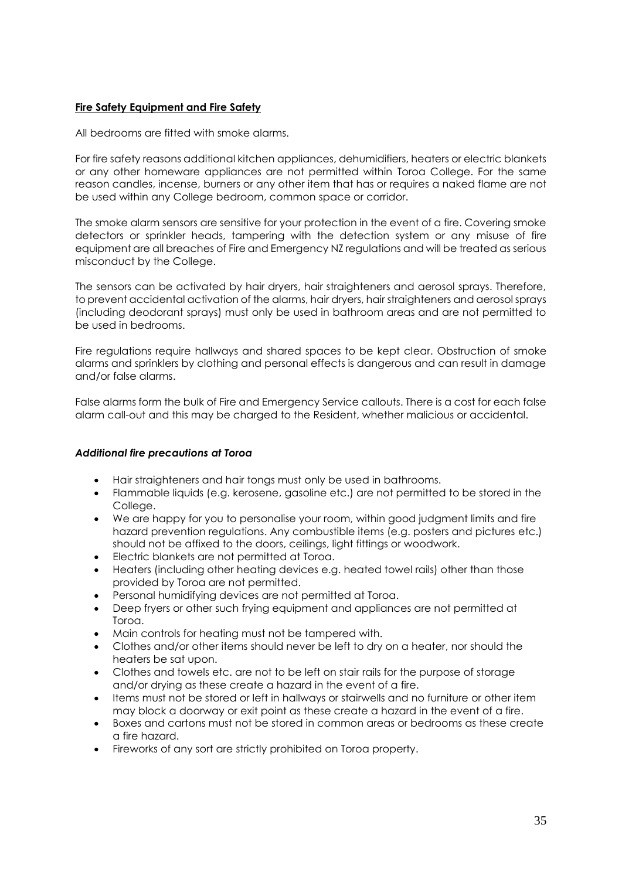## **Fire Safety Equipment and Fire Safety**

All bedrooms are fitted with smoke alarms.

For fire safety reasons additional kitchen appliances, dehumidifiers, heaters or electric blankets or any other homeware appliances are not permitted within Toroa College. For the same reason candles, incense, burners or any other item that has or requires a naked flame are not be used within any College bedroom, common space or corridor.

The smoke alarm sensors are sensitive for your protection in the event of a fire. Covering smoke detectors or sprinkler heads, tampering with the detection system or any misuse of fire equipment are all breaches of Fire and Emergency NZ regulations and will be treated as serious misconduct by the College.

The sensors can be activated by hair dryers, hair straighteners and aerosol sprays. Therefore, to prevent accidental activation of the alarms, hair dryers, hair straighteners and aerosol sprays (including deodorant sprays) must only be used in bathroom areas and are not permitted to be used in bedrooms.

Fire regulations require hallways and shared spaces to be kept clear. Obstruction of smoke alarms and sprinklers by clothing and personal effects is dangerous and can result in damage and/or false alarms.

False alarms form the bulk of Fire and Emergency Service callouts. There is a cost for each false alarm call-out and this may be charged to the Resident, whether malicious or accidental.

### ***Additional fire precautions at Toroa***

- Hair straighteners and hair tongs must only be used in bathrooms.
- Flammable liquids (e.g. kerosene, gasoline etc.) are not permitted to be stored in the College.
- We are happy for you to personalise your room, within good judgment limits and fire hazard prevention regulations. Any combustible items (e.g. posters and pictures etc.) should not be affixed to the doors, ceilings, light fittings or woodwork.
- Electric blankets are not permitted at Toroa.
- Heaters (including other heating devices e.g. heated towel rails) other than those provided by Toroa are not permitted.
- Personal humidifying devices are not permitted at Toroa.
- Deep fryers or other such frying equipment and appliances are not permitted at Toroa.
- Main controls for heating must not be tampered with.
- Clothes and/or other items should never be left to dry on a heater, nor should the heaters be sat upon.
- Clothes and towels etc. are not to be left on stair rails for the purpose of storage and/or drying as these create a hazard in the event of a fire.
- Items must not be stored or left in hallways or stairwells and no furniture or other item may block a doorway or exit point as these create a hazard in the event of a fire.
- Boxes and cartons must not be stored in common areas or bedrooms as these create a fire hazard.
- Fireworks of any sort are strictly prohibited on Toroa property.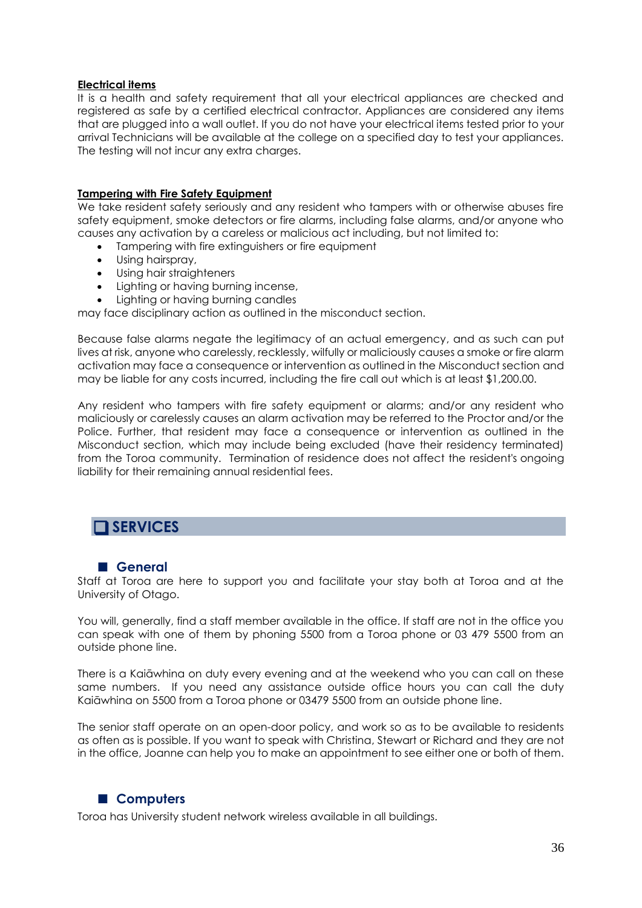**Electrical items**

It is a health and safety requirement that all your electrical appliances are checked and registered as safe by a certified electrical contractor. Appliances are considered any items that are plugged into a wall outlet. If you do not have your electrical items tested prior to your arrival Technicians will be available at the college on a specified day to test your appliances. The testing will not incur any extra charges.

**Tampering with Fire Safety Equipment**

We take resident safety seriously and any resident who tampers with or otherwise abuses fire safety equipment, smoke detectors or fire alarms, including false alarms, and/or anyone who causes any activation by a careless or malicious act including, but not limited to:

- Tampering with fire extinguishers or fire equipment
- Using hairspray,
- Using hair straighteners
- Lighting or having burning incense,
- Lighting or having burning candles

may face disciplinary action as outlined in the misconduct section.

Because false alarms negate the legitimacy of an actual emergency, and as such can put lives at risk, anyone who carelessly, recklessly, wilfully or maliciously causes a smoke or fire alarm activation may face a consequence or intervention as outlined in the Misconduct section and may be liable for any costs incurred, including the fire call out which is at least $1,200.00.

Any resident who tampers with fire safety equipment or alarms; and/or any resident who maliciously or carelessly causes an alarm activation may be referred to the Proctor and/or the Police. Further, that resident may face a consequence or intervention as outlined in the Misconduct section, which may include being excluded (have their residency terminated) from the Toroa community. Termination of residence does not affect the resident's ongoing liability for their remaining annual residential fees.

# SERVICES

## General

Staff at Toroa are here to support you and facilitate your stay both at Toroa and at the University of Otago.

You will, generally, find a staff member available in the office. If staff are not in the office you can speak with one of them by phoning 5500 from a Toroa phone or 03 479 5500 from an outside phone line.

There is a Kaiāwhina on duty every evening and at the weekend who you can call on these same numbers. If you need any assistance outside office hours you can call the duty Kaiāwhina on 5500 from a Toroa phone or 03479 5500 from an outside phone line.

The senior staff operate on an open-door policy, and work so as to be available to residents as often as is possible. If you want to speak with Christina, Stewart or Richard and they are not in the office, Joanne can help you to make an appointment to see either one or both of them.

## Computers

Toroa has University student network wireless available in all buildings.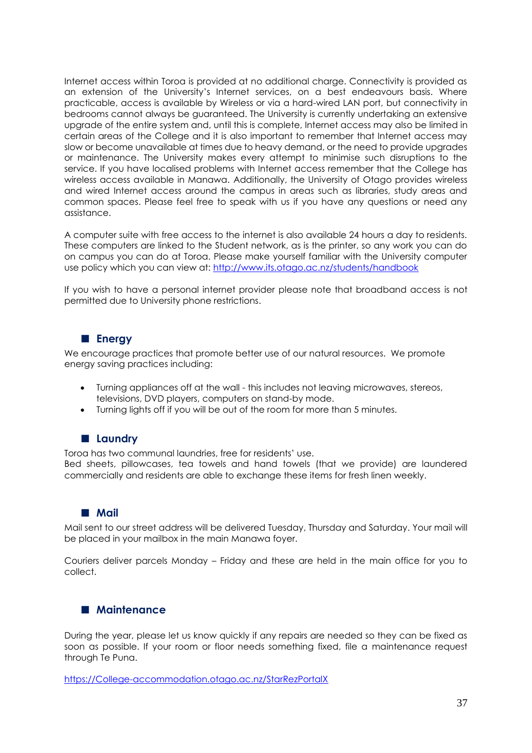Internet access within Toroa is provided at no additional charge. Connectivity is provided as an extension of the University's Internet services, on a best endeavours basis. Where practicable, access is available by Wireless or via a hard-wired LAN port, but connectivity in bedrooms cannot always be guaranteed. The University is currently undertaking an extensive upgrade of the entire system and, until this is complete, Internet access may also be limited in certain areas of the College and it is also important to remember that Internet access may slow or become unavailable at times due to heavy demand, or the need to provide upgrades or maintenance. The University makes every attempt to minimise such disruptions to the service. If you have localised problems with Internet access remember that the College has wireless access available in Manawa. Additionally, the University of Otago provides wireless and wired Internet access around the campus in areas such as libraries, study areas and common spaces. Please feel free to speak with us if you have any questions or need any assistance.

A computer suite with free access to the internet is also available 24 hours a day to residents. These computers are linked to the Student network, as is the printer, so any work you can do on campus you can do at Toroa. Please make yourself familiar with the University computer use policy which you can view at: http://www.its.otago.ac.nz/students/handbook

If you wish to have a personal internet provider please note that broadband access is not permitted due to University phone restrictions.

## Energy

We encourage practices that promote better use of our natural resources. We promote energy saving practices including:

- Turning appliances off at the wall - this includes not leaving microwaves, stereos, televisions, DVD players, computers on stand-by mode.
- Turning lights off if you will be out of the room for more than 5 minutes.

## Laundry

Toroa has two communal laundries, free for residents' use.
Bed sheets, pillowcases, tea towels and hand towels (that we provide) are laundered commercially and residents are able to exchange these items for fresh linen weekly.

## Mail

Mail sent to our street address will be delivered Tuesday, Thursday and Saturday. Your mail will be placed in your mailbox in the main Manawa foyer.

Couriers deliver parcels Monday – Friday and these are held in the main office for you to collect.

## Maintenance

During the year, please let us know quickly if any repairs are needed so they can be fixed as soon as possible. If your room or floor needs something fixed, file a maintenance request through Te Puna.

https://College-accommodation.otago.ac.nz/StarRezPortalX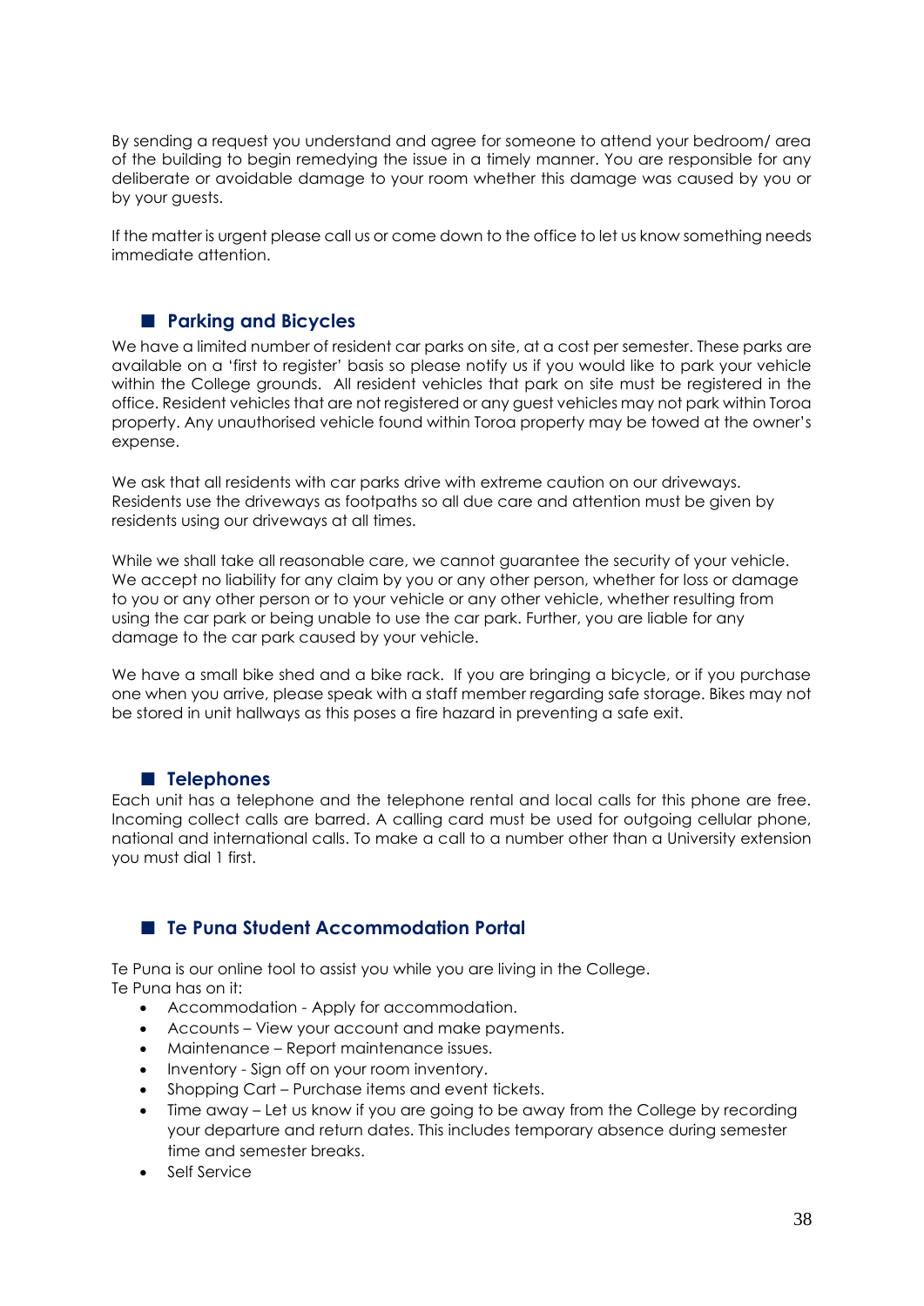By sending a request you understand and agree for someone to attend your bedroom/ area of the building to begin remedying the issue in a timely manner. You are responsible for any deliberate or avoidable damage to your room whether this damage was caused by you or by your guests.

If the matter is urgent please call us or come down to the office to let us know something needs immediate attention.

## Parking and Bicycles

We have a limited number of resident car parks on site, at a cost per semester. These parks are available on a 'first to register' basis so please notify us if you would like to park your vehicle within the College grounds. All resident vehicles that park on site must be registered in the office. Resident vehicles that are not registered or any guest vehicles may not park within Toroa property. Any unauthorised vehicle found within Toroa property may be towed at the owner's expense.

We ask that all residents with car parks drive with extreme caution on our driveways. Residents use the driveways as footpaths so all due care and attention must be given by residents using our driveways at all times.

While we shall take all reasonable care, we cannot guarantee the security of your vehicle. We accept no liability for any claim by you or any other person, whether for loss or damage to you or any other person or to your vehicle or any other vehicle, whether resulting from using the car park or being unable to use the car park. Further, you are liable for any damage to the car park caused by your vehicle.

We have a small bike shed and a bike rack. If you are bringing a bicycle, or if you purchase one when you arrive, please speak with a staff member regarding safe storage. Bikes may not be stored in unit hallways as this poses a fire hazard in preventing a safe exit.

## Telephones

Each unit has a telephone and the telephone rental and local calls for this phone are free. Incoming collect calls are barred. A calling card must be used for outgoing cellular phone, national and international calls. To make a call to a number other than a University extension you must dial 1 first.

## Te Puna Student Accommodation Portal

Te Puna is our online tool to assist you while you are living in the College.
Te Puna has on it:

- Accommodation - Apply for accommodation.
- Accounts – View your account and make payments.
- Maintenance – Report maintenance issues.
- Inventory - Sign off on your room inventory.
- Shopping Cart – Purchase items and event tickets.
- Time away – Let us know if you are going to be away from the College by recording your departure and return dates. This includes temporary absence during semester time and semester breaks.
- Self Service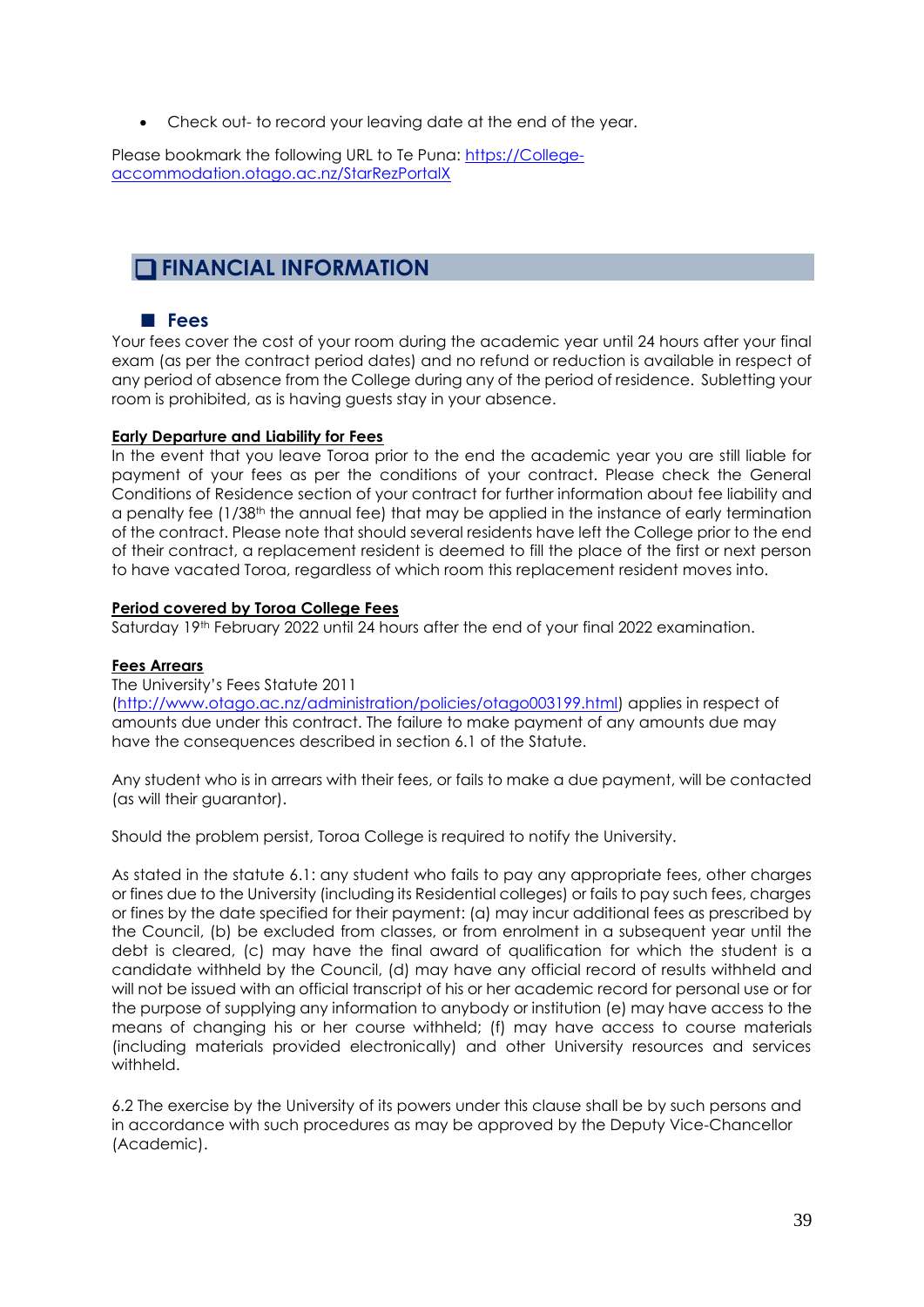- Check out- to record your leaving date at the end of the year.

Please bookmark the following URL to Te Puna: [https://College-accommodation.otago.ac.nz/StarRezPortalX](https://College-accommodation.otago.ac.nz/StarRezPortalX)

# ❑ FINANCIAL INFORMATION

## ■ Fees

Your fees cover the cost of your room during the academic year until 24 hours after your final exam (as per the contract period dates) and no refund or reduction is available in respect of any period of absence from the College during any of the period of residence. Subletting your room is prohibited, as is having guests stay in your absence.

**Early Departure and Liability for Fees**

In the event that you leave Toroa prior to the end the academic year you are still liable for payment of your fees as per the conditions of your contract. Please check the General Conditions of Residence section of your contract for further information about fee liability and a penalty fee (1/38th the annual fee) that may be applied in the instance of early termination of the contract. Please note that should several residents have left the College prior to the end of their contract, a replacement resident is deemed to fill the place of the first or next person to have vacated Toroa, regardless of which room this replacement resident moves into.

**Period covered by Toroa College Fees**

Saturday 19th February 2022 until 24 hours after the end of your final 2022 examination.

**Fees Arrears**

The University's Fees Statute 2011 ([http://www.otago.ac.nz/administration/policies/otago003199.html](http://www.otago.ac.nz/administration/policies/otago003199.html)) applies in respect of amounts due under this contract. The failure to make payment of any amounts due may have the consequences described in section 6.1 of the Statute.

Any student who is in arrears with their fees, or fails to make a due payment, will be contacted (as will their guarantor).

Should the problem persist, Toroa College is required to notify the University.

As stated in the statute 6.1: any student who fails to pay any appropriate fees, other charges or fines due to the University (including its Residential colleges) or fails to pay such fees, charges or fines by the date specified for their payment: (a) may incur additional fees as prescribed by the Council, (b) be excluded from classes, or from enrolment in a subsequent year until the debt is cleared, (c) may have the final award of qualification for which the student is a candidate withheld by the Council, (d) may have any official record of results withheld and will not be issued with an official transcript of his or her academic record for personal use or for the purpose of supplying any information to anybody or institution (e) may have access to the means of changing his or her course withheld; (f) may have access to course materials (including materials provided electronically) and other University resources and services withheld.

6.2 The exercise by the University of its powers under this clause shall be by such persons and in accordance with such procedures as may be approved by the Deputy Vice-Chancellor (Academic).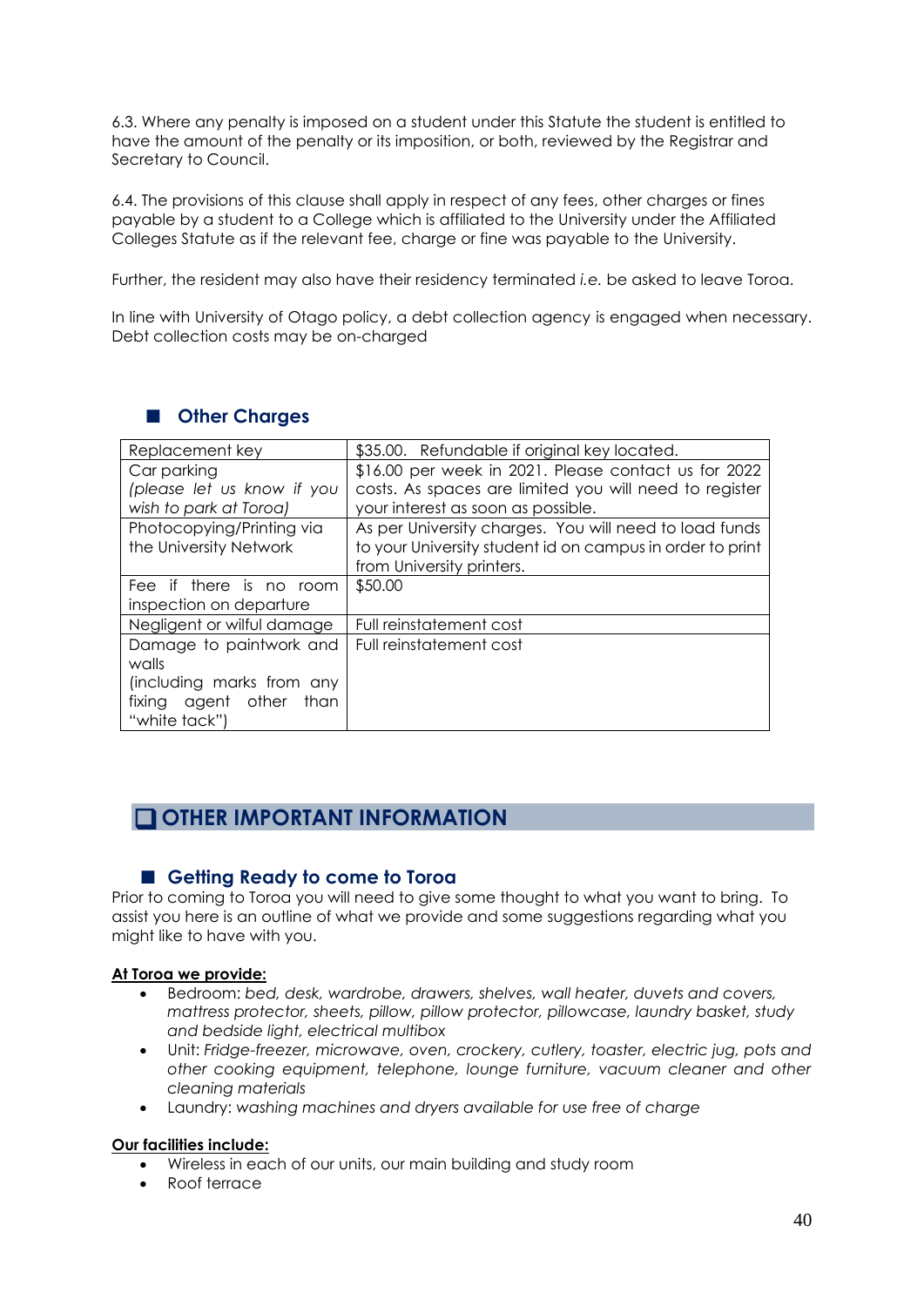6.3. Where any penalty is imposed on a student under this Statute the student is entitled to have the amount of the penalty or its imposition, or both, reviewed by the Registrar and Secretary to Council.

6.4. The provisions of this clause shall apply in respect of any fees, other charges or fines payable by a student to a College which is affiliated to the University under the Affiliated Colleges Statute as if the relevant fee, charge or fine was payable to the University.

Further, the resident may also have their residency terminated *i.e.* be asked to leave Toroa.

In line with University of Otago policy, a debt collection agency is engaged when necessary. Debt collection costs may be on-charged

### ■ Other Charges

| Item | Charge |
|---|---|
| Replacement key | $35.00. Refundable if original key located. |
| Car parking *(please let us know if you wish to park at Toroa)* | $16.00 per week in 2021. Please contact us for 2022 costs. As spaces are limited you will need to register your interest as soon as possible. |
| Photocopying/Printing via the University Network | As per University charges. You will need to load funds to your University student id on campus in order to print from University printers. |
| Fee if there is no room inspection on departure | $50.00 |
| Negligent or wilful damage | Full reinstatement cost |
| Damage to paintwork and walls (including marks from any fixing agent other than "white tack") | Full reinstatement cost |

## ❑ OTHER IMPORTANT INFORMATION

### ■ Getting Ready to come to Toroa

Prior to coming to Toroa you will need to give some thought to what you want to bring. To assist you here is an outline of what we provide and some suggestions regarding what you might like to have with you.

**At Toroa we provide:**

- Bedroom: *bed, desk, wardrobe, drawers, shelves, wall heater, duvets and covers, mattress protector, sheets, pillow, pillow protector, pillowcase, laundry basket, study and bedside light, electrical multibox*
- Unit: *Fridge-freezer, microwave, oven, crockery, cutlery, toaster, electric jug, pots and other cooking equipment, telephone, lounge furniture, vacuum cleaner and other cleaning materials*
- Laundry: *washing machines and dryers available for use free of charge*

**Our facilities include:**

- Wireless in each of our units, our main building and study room
- Roof terrace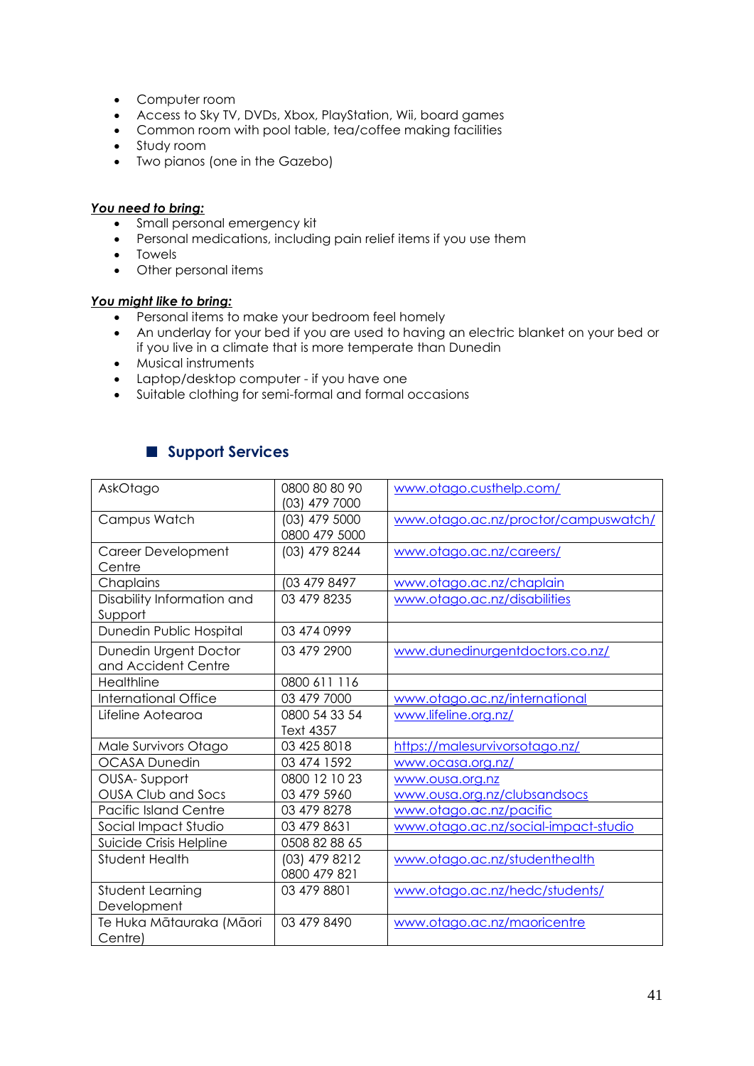- Computer room
- Access to Sky TV, DVDs, Xbox, PlayStation, Wii, board games
- Common room with pool table, tea/coffee making facilities
- Study room
- Two pianos (one in the Gazebo)

***<u>You need to bring:</u>***

- Small personal emergency kit
- Personal medications, including pain relief items if you use them
- Towels
- Other personal items

***<u>You might like to bring:</u>***

- Personal items to make your bedroom feel homely
- An underlay for your bed if you are used to having an electric blanket on your bed or if you live in a climate that is more temperate than Dunedin
- Musical instruments
- Laptop/desktop computer - if you have one
- Suitable clothing for semi-formal and formal occasions

## Support Services

| | | |
|---|---|---|
| AskOtago | 0800 80 80 90<br>(03) 479 7000 | www.otago.custhelp.com/ |
| Campus Watch | (03) 479 5000<br>0800 479 5000 | www.otago.ac.nz/proctor/campuswatch/ |
| Career Development Centre | (03) 479 8244 | www.otago.ac.nz/careers/ |
| Chaplains | (03 479 8497 | www.otago.ac.nz/chaplain |
| Disability Information and Support | 03 479 8235 | www.otago.ac.nz/disabilities |
| Dunedin Public Hospital | 03 474 0999 | |
| Dunedin Urgent Doctor and Accident Centre | 03 479 2900 | www.dunedinurgentdoctors.co.nz/ |
| Healthline | 0800 611 116 | |
| International Office | 03 479 7000 | www.otago.ac.nz/international |
| Lifeline Aotearoa | 0800 54 33 54<br>Text 4357 | www.lifeline.org.nz/ |
| Male Survivors Otago | 03 425 8018 | https://malesurvivorsotago.nz/ |
| OCASA Dunedin | 03 474 1592 | www.ocasa.org.nz/ |
| OUSA- Support<br>OUSA Club and Socs | 0800 12 10 23<br>03 479 5960 | www.ousa.org.nz<br>www.ousa.org.nz/clubsandsocs |
| Pacific Island Centre | 03 479 8278 | www.otago.ac.nz/pacific |
| Social Impact Studio | 03 479 8631 | www.otago.ac.nz/social-impact-studio |
| Suicide Crisis Helpline | 0508 82 88 65 | |
| Student Health | (03) 479 8212<br>0800 479 821 | www.otago.ac.nz/studenthealth |
| Student Learning Development | 03 479 8801 | www.otago.ac.nz/hedc/students/ |
| Te Huka Mātauraka (Māori Centre) | 03 479 8490 | www.otago.ac.nz/maoricentre |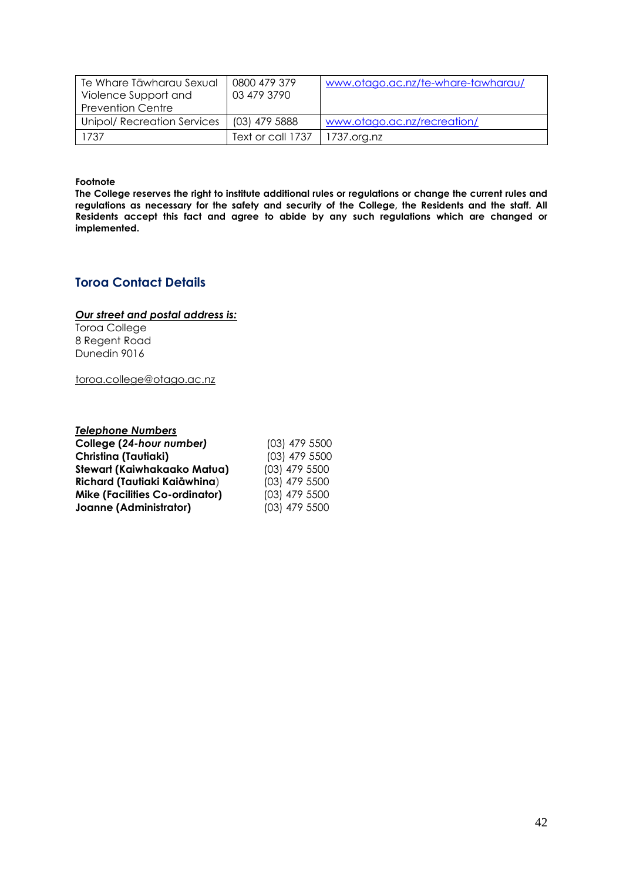| | | |
|---|---|---|
| Te Whare Tāwharau Sexual Violence Support and Prevention Centre | 0800 479 379<br>03 479 3790 | www.otago.ac.nz/te-whare-tawharau/ |
| Unipol/ Recreation Services | (03) 479 5888 | www.otago.ac.nz/recreation/ |
| 1737 | Text or call 1737 | 1737.org.nz |

**Footnote**

**The College reserves the right to institute additional rules or regulations or change the current rules and regulations as necessary for the safety and security of the College, the Residents and the staff. All Residents accept this fact and agree to abide by any such regulations which are changed or implemented.**

## Toroa Contact Details

***Our street and postal address is:***

Toroa College
8 Regent Road
Dunedin 9016

toroa.college@otago.ac.nz

***Telephone Numbers***

| | |
|---|---|
| **College (*24-hour number*)** | (03) 479 5500 |
| **Christina (Tautiaki)** | (03) 479 5500 |
| **Stewart (Kaiwhakaako Matua)** | (03) 479 5500 |
| **Richard (Tautiaki Kaiāwhina)** | (03) 479 5500 |
| **Mike (Facilities Co-ordinator)** | (03) 479 5500 |
| **Joanne (Administrator)** | (03) 479 5500 |